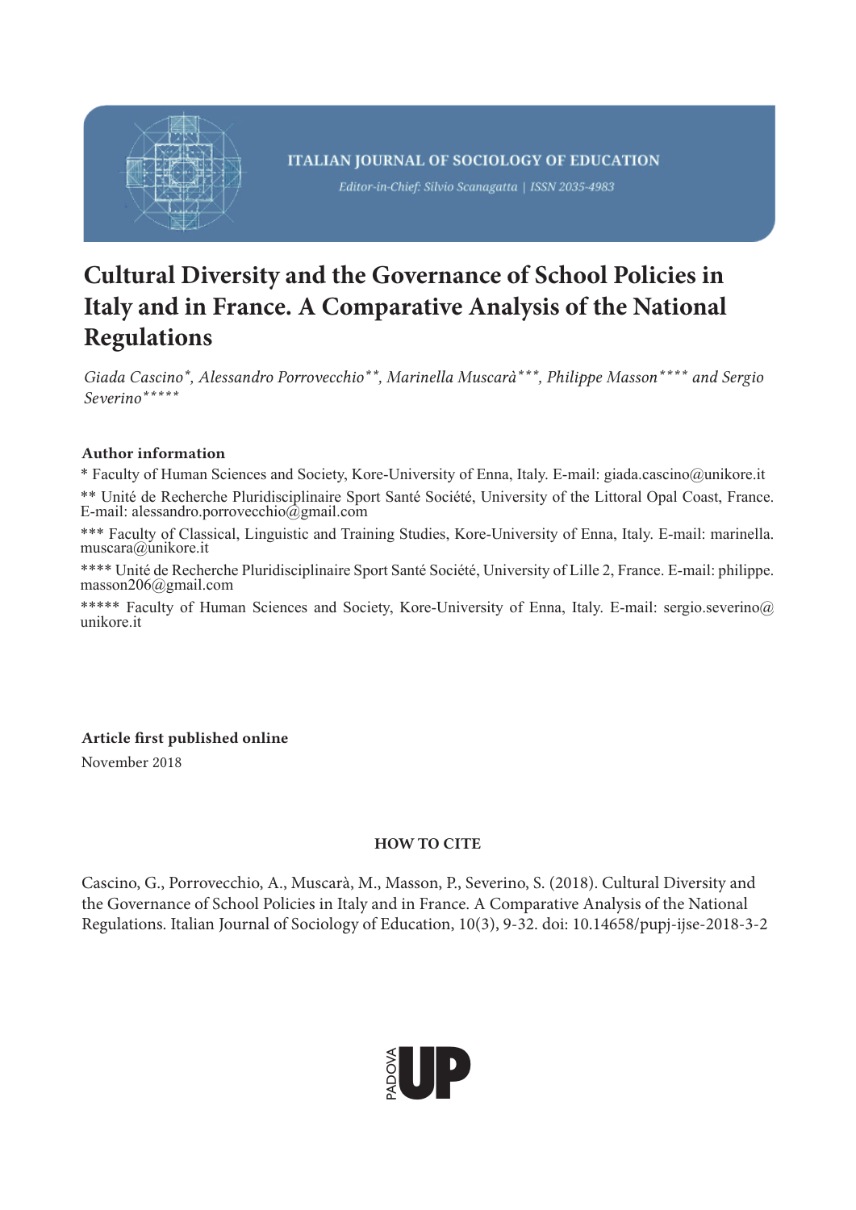ITALIAN JOURNAL OF SOCIOLOGY OF EDUCATION

*Editor-in-Chief: Silvio Scanagatta | ISSN 2035-4983*

# Cultural Diversity and the Governance of School Policies in Italy and in France. A Comparative Analysis of the National Regulations

*Giada Cascino\*, Alessandro Porrovecchio\*\*, Marinella Muscarà\*\*\*, Philippe Masson\*\*\*\* and Sergio Severino\*\*\*\*\**

**Author information**

\* Faculty of Human Sciences and Society, Kore-University of Enna, Italy. E-mail: giada.cascino@unikore.it

\*\* Unité de Recherche Pluridisciplinaire Sport Santé Société, University of the Littoral Opal Coast, France. E-mail: alessandro.porrovecchio@gmail.com

\*\*\* Faculty of Classical, Linguistic and Training Studies, Kore-University of Enna, Italy. E-mail: marinella.muscara@unikore.it

\*\*\*\* Unité de Recherche Pluridisciplinaire Sport Santé Société, University of Lille 2, France. E-mail: philippe.masson206@gmail.com

\*\*\*\*\* Faculty of Human Sciences and Society, Kore-University of Enna, Italy. E-mail: sergio.severino@unikore.it

**Article first published online**

November 2018

**HOW TO CITE**

Cascino, G., Porrovecchio, A., Muscarà, M., Masson, P., Severino, S. (2018). Cultural Diversity and the Governance of School Policies in Italy and in France. A Comparative Analysis of the National Regulations. Italian Journal of Sociology of Education, 10(3), 9-32. doi: 10.14658/pupj-ijse-2018-3-2

PADOVA UP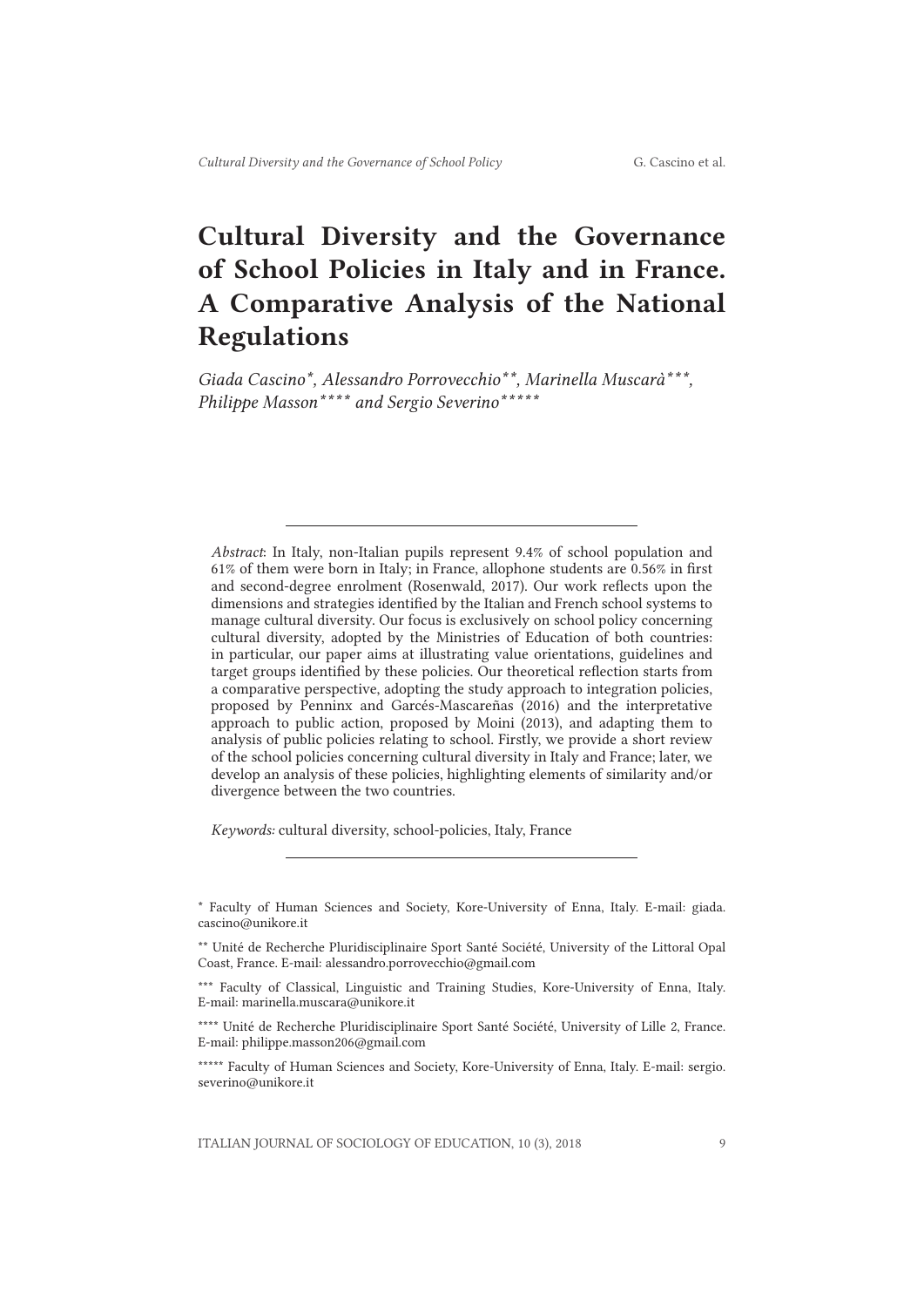# Cultural Diversity and the Governance of School Policies in Italy and in France. A Comparative Analysis of the National Regulations

*Giada Cascino*[*], *Alessandro Porrovecchio*[**], *Marinella Muscarà*[***], *Philippe Masson*[****] *and Sergio Severino*[*****]

*Abstract*: In Italy, non-Italian pupils represent 9.4% of school population and 61% of them were born in Italy; in France, allophone students are 0.56% in first and second-degree enrolment (Rosenwald, 2017). Our work reflects upon the dimensions and strategies identified by the Italian and French school systems to manage cultural diversity. Our focus is exclusively on school policy concerning cultural diversity, adopted by the Ministries of Education of both countries: in particular, our paper aims at illustrating value orientations, guidelines and target groups identified by these policies. Our theoretical reflection starts from a comparative perspective, adopting the study approach to integration policies, proposed by Penninx and Garcés-Mascareñas (2016) and the interpretative approach to public action, proposed by Moini (2013), and adapting them to analysis of public policies relating to school. Firstly, we provide a short review of the school policies concerning cultural diversity in Italy and France; later, we develop an analysis of these policies, highlighting elements of similarity and/or divergence between the two countries.

*Keywords:* cultural diversity, school-policies, Italy, France

[*] Faculty of Human Sciences and Society, Kore-University of Enna, Italy. E-mail: giada.cascino@unikore.it

[**] Unité de Recherche Pluridisciplinaire Sport Santé Société, University of the Littoral Opal Coast, France. E-mail: alessandro.porrovecchio@gmail.com

[***] Faculty of Classical, Linguistic and Training Studies, Kore-University of Enna, Italy. E-mail: marinella.muscara@unikore.it

[****] Unité de Recherche Pluridisciplinaire Sport Santé Société, University of Lille 2, France. E-mail: philippe.masson206@gmail.com

[*****] Faculty of Human Sciences and Society, Kore-University of Enna, Italy. E-mail: sergio.severino@unikore.it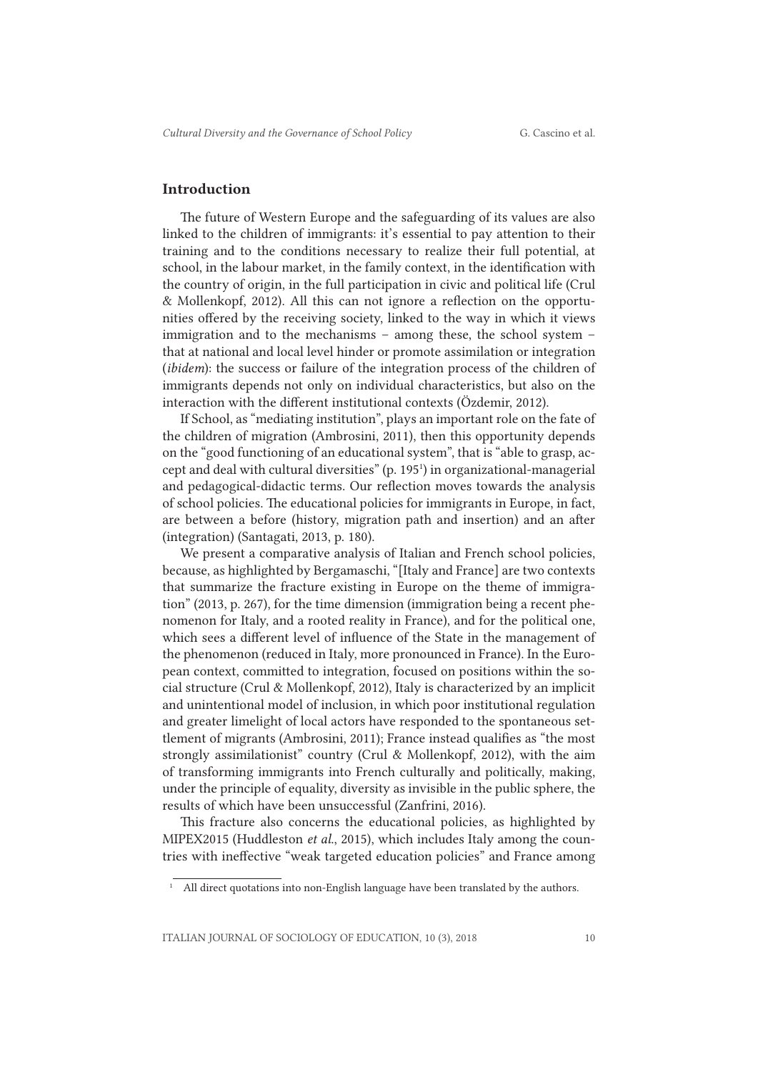## Introduction

The future of Western Europe and the safeguarding of its values are also linked to the children of immigrants: it's essential to pay attention to their training and to the conditions necessary to realize their full potential, at school, in the labour market, in the family context, in the identification with the country of origin, in the full participation in civic and political life (Crul & Mollenkopf, 2012). All this can not ignore a reflection on the opportunities offered by the receiving society, linked to the way in which it views immigration and to the mechanisms – among these, the school system – that at national and local level hinder or promote assimilation or integration (*ibidem*): the success or failure of the integration process of the children of immigrants depends not only on individual characteristics, but also on the interaction with the different institutional contexts (Özdemir, 2012).

If School, as "mediating institution", plays an important role on the fate of the children of migration (Ambrosini, 2011), then this opportunity depends on the "good functioning of an educational system", that is "able to grasp, accept and deal with cultural diversities" (p. 195[1]) in organizational-managerial and pedagogical-didactic terms. Our reflection moves towards the analysis of school policies. The educational policies for immigrants in Europe, in fact, are between a before (history, migration path and insertion) and an after (integration) (Santagati, 2013, p. 180).

We present a comparative analysis of Italian and French school policies, because, as highlighted by Bergamaschi, "[Italy and France] are two contexts that summarize the fracture existing in Europe on the theme of immigration" (2013, p. 267), for the time dimension (immigration being a recent phenomenon for Italy, and a rooted reality in France), and for the political one, which sees a different level of influence of the State in the management of the phenomenon (reduced in Italy, more pronounced in France). In the European context, committed to integration, focused on positions within the social structure (Crul & Mollenkopf, 2012), Italy is characterized by an implicit and unintentional model of inclusion, in which poor institutional regulation and greater limelight of local actors have responded to the spontaneous settlement of migrants (Ambrosini, 2011); France instead qualifies as "the most strongly assimilationist" country (Crul & Mollenkopf, 2012), with the aim of transforming immigrants into French culturally and politically, making, under the principle of equality, diversity as invisible in the public sphere, the results of which have been unsuccessful (Zanfrini, 2016).

This fracture also concerns the educational policies, as highlighted by MIPEX2015 (Huddleston *et al.*, 2015), which includes Italy among the countries with ineffective "weak targeted education policies" and France among

[1] All direct quotations into non-English language have been translated by the authors.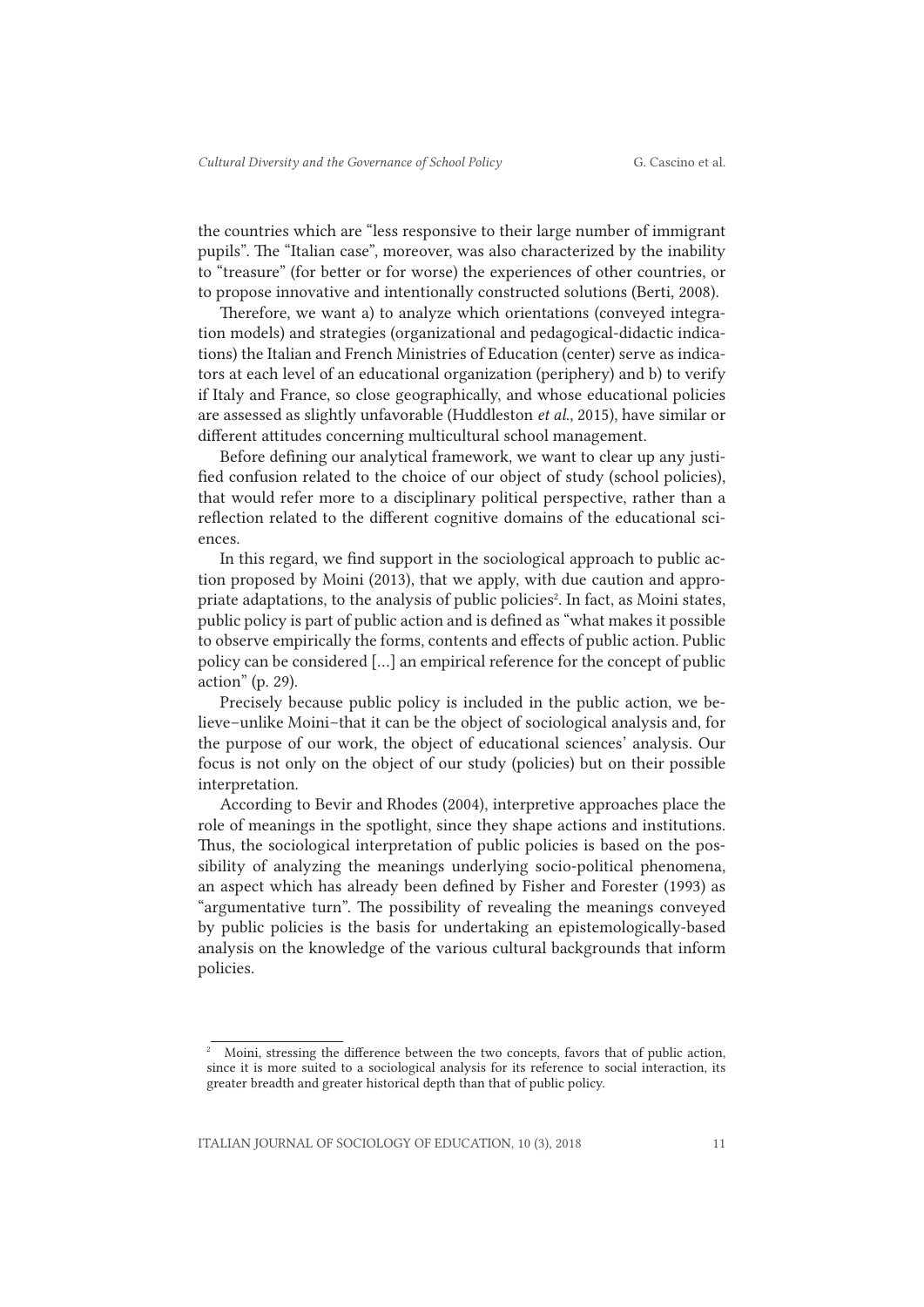the countries which are "less responsive to their large number of immigrant pupils". The "Italian case", moreover, was also characterized by the inability to "treasure" (for better or for worse) the experiences of other countries, or to propose innovative and intentionally constructed solutions (Berti, 2008).

Therefore, we want a) to analyze which orientations (conveyed integration models) and strategies (organizational and pedagogical-didactic indications) the Italian and French Ministries of Education (center) serve as indicators at each level of an educational organization (periphery) and b) to verify if Italy and France, so close geographically, and whose educational policies are assessed as slightly unfavorable (Huddleston *et al.*, 2015), have similar or different attitudes concerning multicultural school management.

Before defining our analytical framework, we want to clear up any justified confusion related to the choice of our object of study (school policies), that would refer more to a disciplinary political perspective, rather than a reflection related to the different cognitive domains of the educational sciences.

In this regard, we find support in the sociological approach to public action proposed by Moini (2013), that we apply, with due caution and appropriate adaptations, to the analysis of public policies[2]. In fact, as Moini states, public policy is part of public action and is defined as "what makes it possible to observe empirically the forms, contents and effects of public action. Public policy can be considered […] an empirical reference for the concept of public action" (p. 29).

Precisely because public policy is included in the public action, we believe–unlike Moini–that it can be the object of sociological analysis and, for the purpose of our work, the object of educational sciences' analysis. Our focus is not only on the object of our study (policies) but on their possible interpretation.

According to Bevir and Rhodes (2004), interpretive approaches place the role of meanings in the spotlight, since they shape actions and institutions. Thus, the sociological interpretation of public policies is based on the possibility of analyzing the meanings underlying socio-political phenomena, an aspect which has already been defined by Fisher and Forester (1993) as "argumentative turn". The possibility of revealing the meanings conveyed by public policies is the basis for undertaking an epistemologically-based analysis on the knowledge of the various cultural backgrounds that inform policies.

[2] Moini, stressing the difference between the two concepts, favors that of public action, since it is more suited to a sociological analysis for its reference to social interaction, its greater breadth and greater historical depth than that of public policy.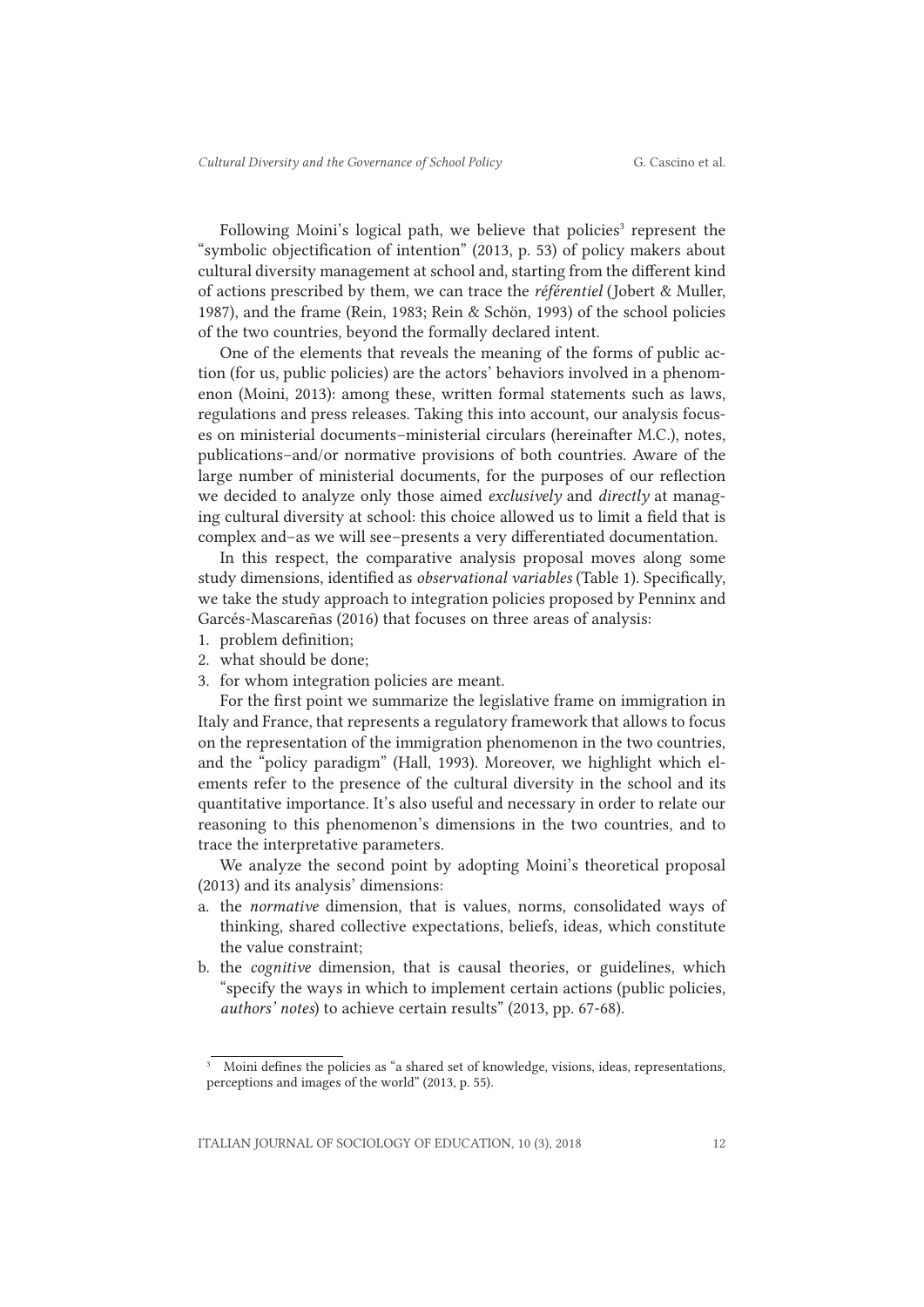Following Moini's logical path, we believe that policies[3] represent the "symbolic objectification of intention" (2013, p. 53) of policy makers about cultural diversity management at school and, starting from the different kind of actions prescribed by them, we can trace the *référentiel* (Jobert & Muller, 1987), and the frame (Rein, 1983; Rein & Schön, 1993) of the school policies of the two countries, beyond the formally declared intent.

One of the elements that reveals the meaning of the forms of public action (for us, public policies) are the actors' behaviors involved in a phenomenon (Moini, 2013): among these, written formal statements such as laws, regulations and press releases. Taking this into account, our analysis focuses on ministerial documents–ministerial circulars (hereinafter M.C.), notes, publications–and/or normative provisions of both countries. Aware of the large number of ministerial documents, for the purposes of our reflection we decided to analyze only those aimed *exclusively* and *directly* at managing cultural diversity at school: this choice allowed us to limit a field that is complex and–as we will see–presents a very differentiated documentation.

In this respect, the comparative analysis proposal moves along some study dimensions, identified as *observational variables* (Table 1). Specifically, we take the study approach to integration policies proposed by Penninx and Garcés-Mascareñas (2016) that focuses on three areas of analysis:

1. problem definition;
2. what should be done;
3. for whom integration policies are meant.

For the first point we summarize the legislative frame on immigration in Italy and France, that represents a regulatory framework that allows to focus on the representation of the immigration phenomenon in the two countries, and the "policy paradigm" (Hall, 1993). Moreover, we highlight which elements refer to the presence of the cultural diversity in the school and its quantitative importance. It's also useful and necessary in order to relate our reasoning to this phenomenon's dimensions in the two countries, and to trace the interpretative parameters.

We analyze the second point by adopting Moini's theoretical proposal (2013) and its analysis' dimensions:

a. the *normative* dimension, that is values, norms, consolidated ways of thinking, shared collective expectations, beliefs, ideas, which constitute the value constraint;
b. the *cognitive* dimension, that is causal theories, or guidelines, which "specify the ways in which to implement certain actions (public policies, *authors' notes*) to achieve certain results" (2013, pp. 67-68).

[3] Moini defines the policies as "a shared set of knowledge, visions, ideas, representations, perceptions and images of the world" (2013, p. 55).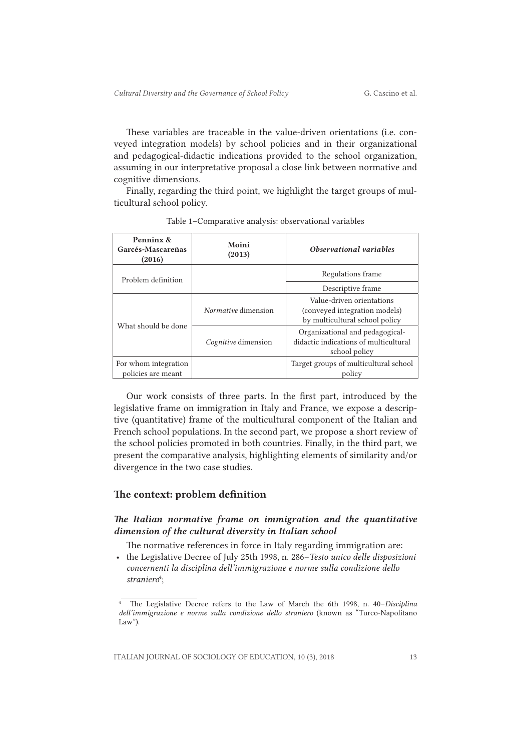These variables are traceable in the value-driven orientations (i.e. conveyed integration models) by school policies and in their organizational and pedagogical-didactic indications provided to the school organization, assuming in our interpretative proposal a close link between normative and cognitive dimensions.

Finally, regarding the third point, we highlight the target groups of multicultural school policy.

Table 1–Comparative analysis: observational variables

| **Penninx & Garcés-Mascareñas (2016)** | **Moini (2013)** | ***Observational variables*** |
|---|---|---|
| Problem definition | | Regulations frame |
| | | Descriptive frame |
| What should be done | *Normative* dimension | Value-driven orientations (conveyed integration models) by multicultural school policy |
| | *Cognitive* dimension | Organizational and pedagogical-didactic indications of multicultural school policy |
| For whom integration policies are meant | | Target groups of multicultural school policy |

Our work consists of three parts. In the first part, introduced by the legislative frame on immigration in Italy and France, we expose a descriptive (quantitative) frame of the multicultural component of the Italian and French school populations. In the second part, we propose a short review of the school policies promoted in both countries. Finally, in the third part, we present the comparative analysis, highlighting elements of similarity and/or divergence in the two case studies.

## The context: problem definition

### *The Italian normative frame on immigration and the quantitative dimension of the cultural diversity in Italian school*

The normative references in force in Italy regarding immigration are:

- the Legislative Decree of July 25th 1998, n. 286–*Testo unico delle disposizioni concernenti la disciplina dell'immigrazione e norme sulla condizione dello straniero*[4];

[4] The Legislative Decree refers to the Law of March the 6th 1998, n. 40–*Disciplina dell'immigrazione e norme sulla condizione dello straniero* (known as "Turco-Napolitano Law").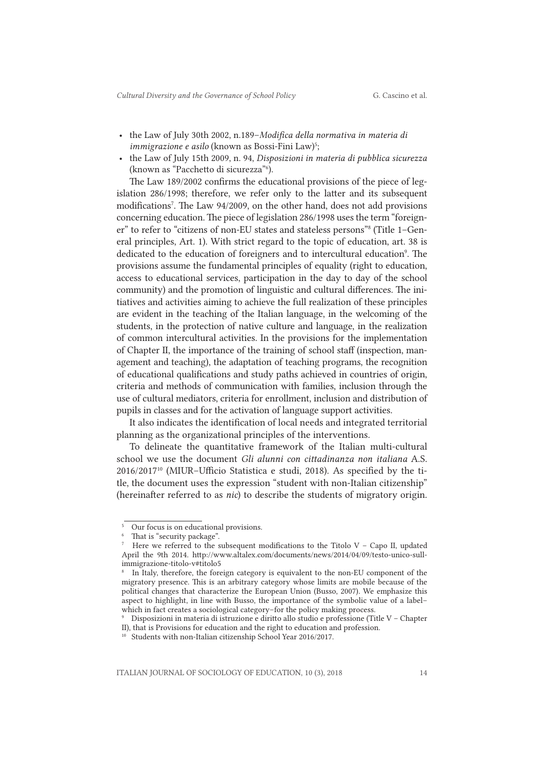- the Law of July 30th 2002, n.189–*Modifica della normativa in materia di immigrazione e asilo* (known as Bossi-Fini Law)[5];
- the Law of July 15th 2009, n. 94, *Disposizioni in materia di pubblica sicurezza* (known as "Pacchetto di sicurezza"[6]).

The Law 189/2002 confirms the educational provisions of the piece of legislation 286/1998; therefore, we refer only to the latter and its subsequent modifications[7]. The Law 94/2009, on the other hand, does not add provisions concerning education. The piece of legislation 286/1998 uses the term "foreigner" to refer to "citizens of non-EU states and stateless persons"[8] (Title 1–General principles, Art. 1). With strict regard to the topic of education, art. 38 is dedicated to the education of foreigners and to intercultural education[9]. The provisions assume the fundamental principles of equality (right to education, access to educational services, participation in the day to day of the school community) and the promotion of linguistic and cultural differences. The initiatives and activities aiming to achieve the full realization of these principles are evident in the teaching of the Italian language, in the welcoming of the students, in the protection of native culture and language, in the realization of common intercultural activities. In the provisions for the implementation of Chapter II, the importance of the training of school staff (inspection, management and teaching), the adaptation of teaching programs, the recognition of educational qualifications and study paths achieved in countries of origin, criteria and methods of communication with families, inclusion through the use of cultural mediators, criteria for enrollment, inclusion and distribution of pupils in classes and for the activation of language support activities.

It also indicates the identification of local needs and integrated territorial planning as the organizational principles of the interventions.

To delineate the quantitative framework of the Italian multi-cultural school we use the document *Gli alunni con cittadinanza non italiana* A.S. 2016/2017[10] (MIUR–Ufficio Statistica e studi, 2018). As specified by the title, the document uses the expression "student with non-Italian citizenship" (hereinafter referred to as *nic*) to describe the students of migratory origin.

---

[5] Our focus is on educational provisions.

[6] That is "security package".

[7] Here we referred to the subsequent modifications to the Titolo V – Capo II, updated April the 9th 2014. http://www.altalex.com/documents/news/2014/04/09/testo-unico-sull-immigrazione-titolo-v#titolo5

[8] In Italy, therefore, the foreign category is equivalent to the non-EU component of the migratory presence. This is an arbitrary category whose limits are mobile because of the political changes that characterize the European Union (Busso, 2007). We emphasize this aspect to highlight, in line with Busso, the importance of the symbolic value of a label–which in fact creates a sociological category–for the policy making process.

[9] Disposizioni in materia di istruzione e diritto allo studio e professione (Title V – Chapter II), that is Provisions for education and the right to education and profession.

[10] Students with non-Italian citizenship School Year 2016/2017.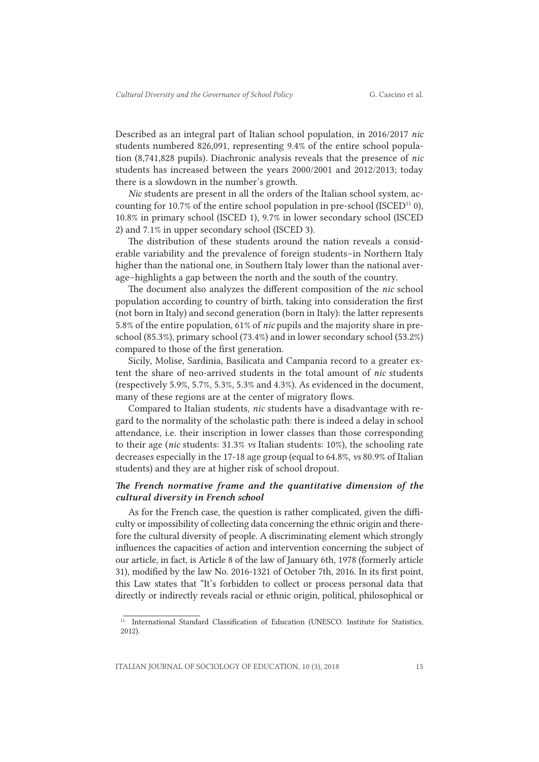Described as an integral part of Italian school population, in 2016/2017 *nic* students numbered 826,091, representing 9.4% of the entire school population (8,741,828 pupils). Diachronic analysis reveals that the presence of *nic* students has increased between the years 2000/2001 and 2012/2013; today there is a slowdown in the number's growth.

*Nic* students are present in all the orders of the Italian school system, accounting for 10.7% of the entire school population in pre-school (ISCED[11] 0), 10.8% in primary school (ISCED 1), 9.7% in lower secondary school (ISCED 2) and 7.1% in upper secondary school (ISCED 3).

The distribution of these students around the nation reveals a considerable variability and the prevalence of foreign students–in Northern Italy higher than the national one, in Southern Italy lower than the national average–highlights a gap between the north and the south of the country.

The document also analyzes the different composition of the *nic* school population according to country of birth, taking into consideration the first (not born in Italy) and second generation (born in Italy): the latter represents 5.8% of the entire population, 61% of *nic* pupils and the majority share in pre-school (85.3%), primary school (73.4%) and in lower secondary school (53.2%) compared to those of the first generation.

Sicily, Molise, Sardinia, Basilicata and Campania record to a greater extent the share of neo-arrived students in the total amount of *nic* students (respectively 5.9%, 5.7%, 5.3%, 5.3% and 4.3%). As evidenced in the document, many of these regions are at the center of migratory flows.

Compared to Italian students, *nic* students have a disadvantage with regard to the normality of the scholastic path: there is indeed a delay in school attendance, i.e. their inscription in lower classes than those corresponding to their age (*nic* students: 31.3% *vs* Italian students: 10%), the schooling rate decreases especially in the 17-18 age group (equal to 64.8%, *vs* 80.9% of Italian students) and they are at higher risk of school dropout.

### *The French normative frame and the quantitative dimension of the cultural diversity in French school*

As for the French case, the question is rather complicated, given the difficulty or impossibility of collecting data concerning the ethnic origin and therefore the cultural diversity of people. A discriminating element which strongly influences the capacities of action and intervention concerning the subject of our article, in fact, is Article 8 of the law of January 6th, 1978 (formerly article 31), modified by the law No. 2016-1321 of October 7th, 2016. In its first point, this Law states that "It's forbidden to collect or process personal data that directly or indirectly reveals racial or ethnic origin, political, philosophical or

[11] International Standard Classification of Education (UNESCO. Institute for Statistics, 2012).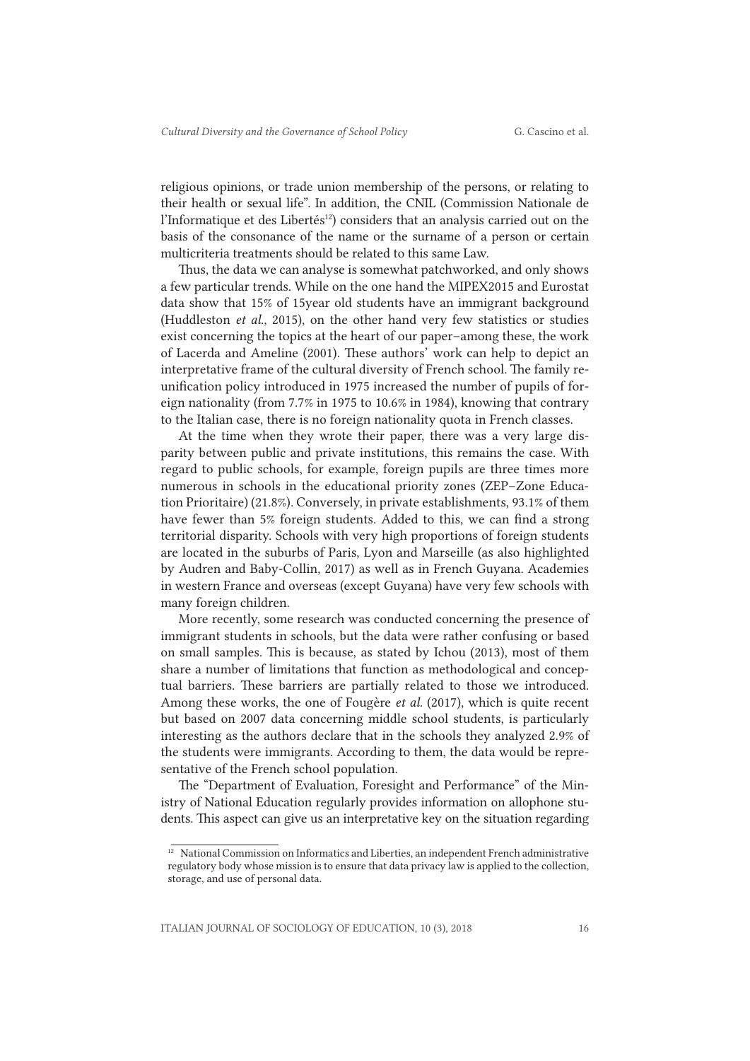religious opinions, or trade union membership of the persons, or relating to their health or sexual life". In addition, the CNIL (Commission Nationale de l'Informatique et des Libertés[12]) considers that an analysis carried out on the basis of the consonance of the name or the surname of a person or certain multicriteria treatments should be related to this same Law.

Thus, the data we can analyse is somewhat patchworked, and only shows a few particular trends. While on the one hand the MIPEX2015 and Eurostat data show that 15% of 15year old students have an immigrant background (Huddleston *et al.*, 2015), on the other hand very few statistics or studies exist concerning the topics at the heart of our paper–among these, the work of Lacerda and Ameline (2001). These authors' work can help to depict an interpretative frame of the cultural diversity of French school. The family reunification policy introduced in 1975 increased the number of pupils of foreign nationality (from 7.7% in 1975 to 10.6% in 1984), knowing that contrary to the Italian case, there is no foreign nationality quota in French classes.

At the time when they wrote their paper, there was a very large disparity between public and private institutions, this remains the case. With regard to public schools, for example, foreign pupils are three times more numerous in schools in the educational priority zones (ZEP–Zone Education Prioritaire) (21.8%). Conversely, in private establishments, 93.1% of them have fewer than 5% foreign students. Added to this, we can find a strong territorial disparity. Schools with very high proportions of foreign students are located in the suburbs of Paris, Lyon and Marseille (as also highlighted by Audren and Baby-Collin, 2017) as well as in French Guyana. Academies in western France and overseas (except Guyana) have very few schools with many foreign children.

More recently, some research was conducted concerning the presence of immigrant students in schools, but the data were rather confusing or based on small samples. This is because, as stated by Ichou (2013), most of them share a number of limitations that function as methodological and conceptual barriers. These barriers are partially related to those we introduced. Among these works, the one of Fougère *et al.* (2017), which is quite recent but based on 2007 data concerning middle school students, is particularly interesting as the authors declare that in the schools they analyzed 2.9% of the students were immigrants. According to them, the data would be representative of the French school population.

The "Department of Evaluation, Foresight and Performance" of the Ministry of National Education regularly provides information on allophone students. This aspect can give us an interpretative key on the situation regarding

[12] National Commission on Informatics and Liberties, an independent French administrative regulatory body whose mission is to ensure that data privacy law is applied to the collection, storage, and use of personal data.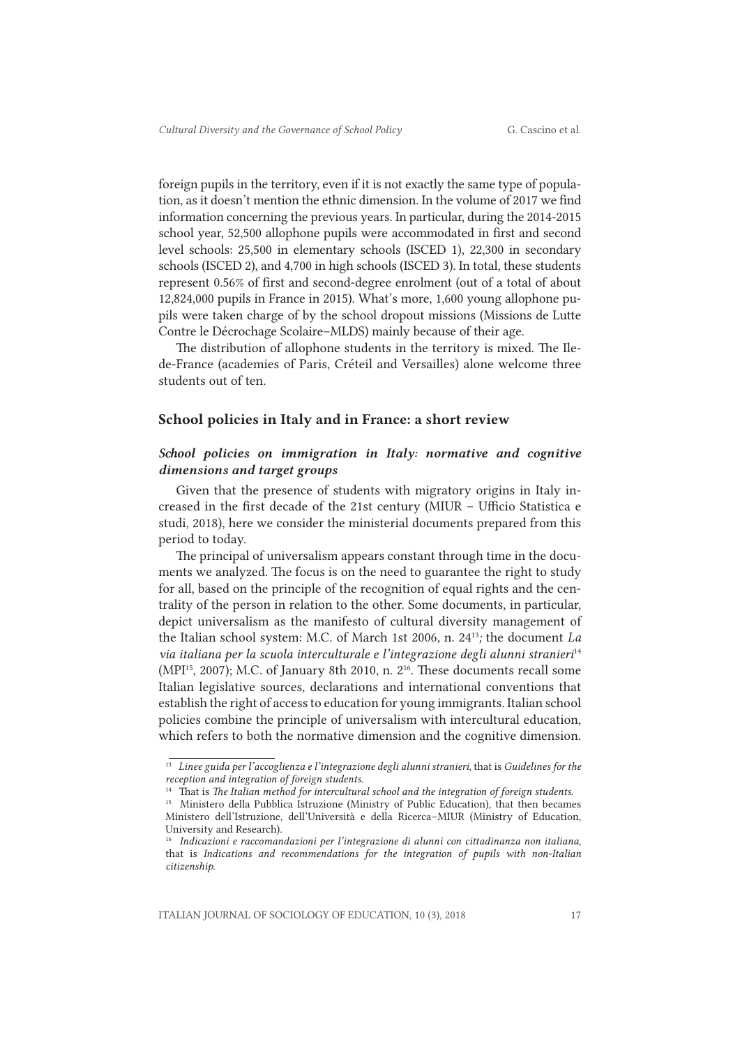foreign pupils in the territory, even if it is not exactly the same type of population, as it doesn't mention the ethnic dimension. In the volume of 2017 we find information concerning the previous years. In particular, during the 2014-2015 school year, 52,500 allophone pupils were accommodated in first and second level schools: 25,500 in elementary schools (ISCED 1), 22,300 in secondary schools (ISCED 2), and 4,700 in high schools (ISCED 3). In total, these students represent 0.56% of first and second-degree enrolment (out of a total of about 12,824,000 pupils in France in 2015). What's more, 1,600 young allophone pupils were taken charge of by the school dropout missions (Missions de Lutte Contre le Décrochage Scolaire–MLDS) mainly because of their age.

The distribution of allophone students in the territory is mixed. The Ile-de-France (academies of Paris, Créteil and Versailles) alone welcome three students out of ten.

## School policies in Italy and in France: a short review

### *School policies on immigration in Italy: normative and cognitive dimensions and target groups*

Given that the presence of students with migratory origins in Italy increased in the first decade of the 21st century (MIUR – Ufficio Statistica e studi, 2018), here we consider the ministerial documents prepared from this period to today.

The principal of universalism appears constant through time in the documents we analyzed. The focus is on the need to guarantee the right to study for all, based on the principle of the recognition of equal rights and the centrality of the person in relation to the other. Some documents, in particular, depict universalism as the manifesto of cultural diversity management of the Italian school system: M.C. of March 1st 2006, n. 24[13]*;* the document *La via italiana per la scuola interculturale e l'integrazione degli alunni stranieri*[14] (MPI[15], 2007); M.C. of January 8th 2010, n. 2[16]. These documents recall some Italian legislative sources, declarations and international conventions that establish the right of access to education for young immigrants. Italian school policies combine the principle of universalism with intercultural education, which refers to both the normative dimension and the cognitive dimension.

---

[13] *Linee guida per l'accoglienza e l'integrazione degli alunni stranieri*, that is *Guidelines for the reception and integration of foreign students*.

[14] That is *The Italian method for intercultural school and the integration of foreign students*.

[15] Ministero della Pubblica Istruzione (Ministry of Public Education), that then becames Ministero dell'Istruzione, dell'Università e della Ricerca–MIUR (Ministry of Education, University and Research).

[16] *Indicazioni e raccomandazioni per l'integrazione di alunni con cittadinanza non italiana*, that is *Indications and recommendations for the integration of pupils with non-Italian citizenship*.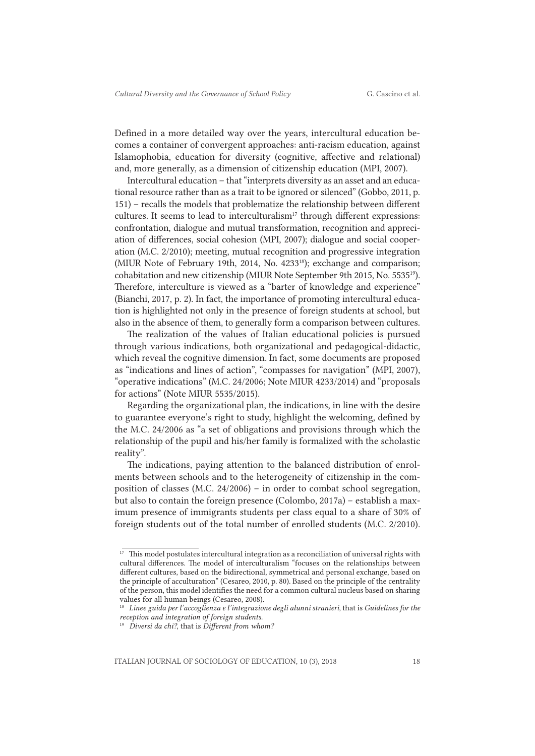Defined in a more detailed way over the years, intercultural education becomes a container of convergent approaches: anti-racism education, against Islamophobia, education for diversity (cognitive, affective and relational) and, more generally, as a dimension of citizenship education (MPI, 2007).

Intercultural education – that "interprets diversity as an asset and an educational resource rather than as a trait to be ignored or silenced" (Gobbo, 2011, p. 151) – recalls the models that problematize the relationship between different cultures. It seems to lead to interculturalism[17] through different expressions: confrontation, dialogue and mutual transformation, recognition and appreciation of differences, social cohesion (MPI, 2007); dialogue and social cooperation (M.C. 2/2010); meeting, mutual recognition and progressive integration (MIUR Note of February 19th, 2014, No. 4233[18]); exchange and comparison; cohabitation and new citizenship (MIUR Note September 9th 2015, No. 5535[19]). Therefore, interculture is viewed as a "barter of knowledge and experience" (Bianchi, 2017, p. 2). In fact, the importance of promoting intercultural education is highlighted not only in the presence of foreign students at school, but also in the absence of them, to generally form a comparison between cultures.

The realization of the values of Italian educational policies is pursued through various indications, both organizational and pedagogical-didactic, which reveal the cognitive dimension. In fact, some documents are proposed as "indications and lines of action", "compasses for navigation" (MPI, 2007), "operative indications" (M.C. 24/2006; Note MIUR 4233/2014) and "proposals for actions" (Note MIUR 5535/2015).

Regarding the organizational plan, the indications, in line with the desire to guarantee everyone's right to study, highlight the welcoming, defined by the M.C. 24/2006 as "a set of obligations and provisions through which the relationship of the pupil and his/her family is formalized with the scholastic reality".

The indications, paying attention to the balanced distribution of enrolments between schools and to the heterogeneity of citizenship in the composition of classes (M.C. 24/2006) – in order to combat school segregation, but also to contain the foreign presence (Colombo, 2017a) – establish a maximum presence of immigrants students per class equal to a share of 30% of foreign students out of the total number of enrolled students (M.C. 2/2010).

---

[17] This model postulates intercultural integration as a reconciliation of universal rights with cultural differences. The model of interculturalism "focuses on the relationships between different cultures, based on the bidirectional, symmetrical and personal exchange, based on the principle of acculturation" (Cesareo, 2010, p. 80). Based on the principle of the centrality of the person, this model identifies the need for a common cultural nucleus based on sharing values for all human beings (Cesareo, 2008).

[18] *Linee guida per l'accoglienza e l'integrazione degli alunni stranieri*, that is *Guidelines for the reception and integration of foreign students.*

[19] *Diversi da chi?*, that is *Different from whom?*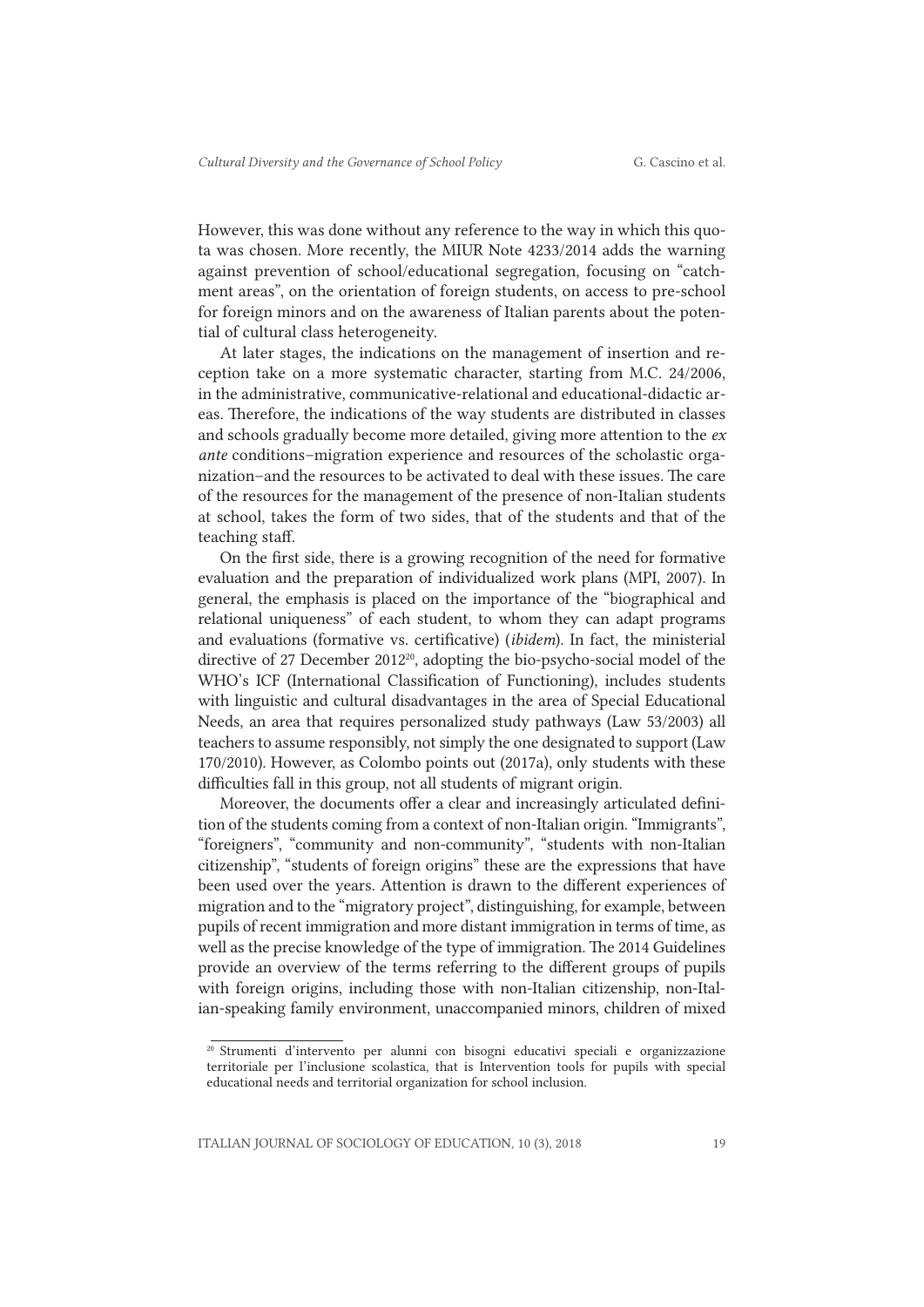However, this was done without any reference to the way in which this quota was chosen. More recently, the MIUR Note 4233/2014 adds the warning against prevention of school/educational segregation, focusing on "catchment areas", on the orientation of foreign students, on access to pre-school for foreign minors and on the awareness of Italian parents about the potential of cultural class heterogeneity.

At later stages, the indications on the management of insertion and reception take on a more systematic character, starting from M.C. 24/2006, in the administrative, communicative-relational and educational-didactic areas. Therefore, the indications of the way students are distributed in classes and schools gradually become more detailed, giving more attention to the *ex ante* conditions–migration experience and resources of the scholastic organization–and the resources to be activated to deal with these issues. The care of the resources for the management of the presence of non-Italian students at school, takes the form of two sides, that of the students and that of the teaching staff.

On the first side, there is a growing recognition of the need for formative evaluation and the preparation of individualized work plans (MPI, 2007). In general, the emphasis is placed on the importance of the "biographical and relational uniqueness" of each student, to whom they can adapt programs and evaluations (formative vs. certificative) (*ibidem*). In fact, the ministerial directive of 27 December 2012[20], adopting the bio-psycho-social model of the WHO's ICF (International Classification of Functioning), includes students with linguistic and cultural disadvantages in the area of Special Educational Needs, an area that requires personalized study pathways (Law 53/2003) all teachers to assume responsibly, not simply the one designated to support (Law 170/2010). However, as Colombo points out (2017a), only students with these difficulties fall in this group, not all students of migrant origin.

Moreover, the documents offer a clear and increasingly articulated definition of the students coming from a context of non-Italian origin. "Immigrants", "foreigners", "community and non-community", "students with non-Italian citizenship", "students of foreign origins" these are the expressions that have been used over the years. Attention is drawn to the different experiences of migration and to the "migratory project", distinguishing, for example, between pupils of recent immigration and more distant immigration in terms of time, as well as the precise knowledge of the type of immigration. The 2014 Guidelines provide an overview of the terms referring to the different groups of pupils with foreign origins, including those with non-Italian citizenship, non-Italian-speaking family environment, unaccompanied minors, children of mixed

[20] Strumenti d'intervento per alunni con bisogni educativi speciali e organizzazione territoriale per l'inclusione scolastica, that is Intervention tools for pupils with special educational needs and territorial organization for school inclusion.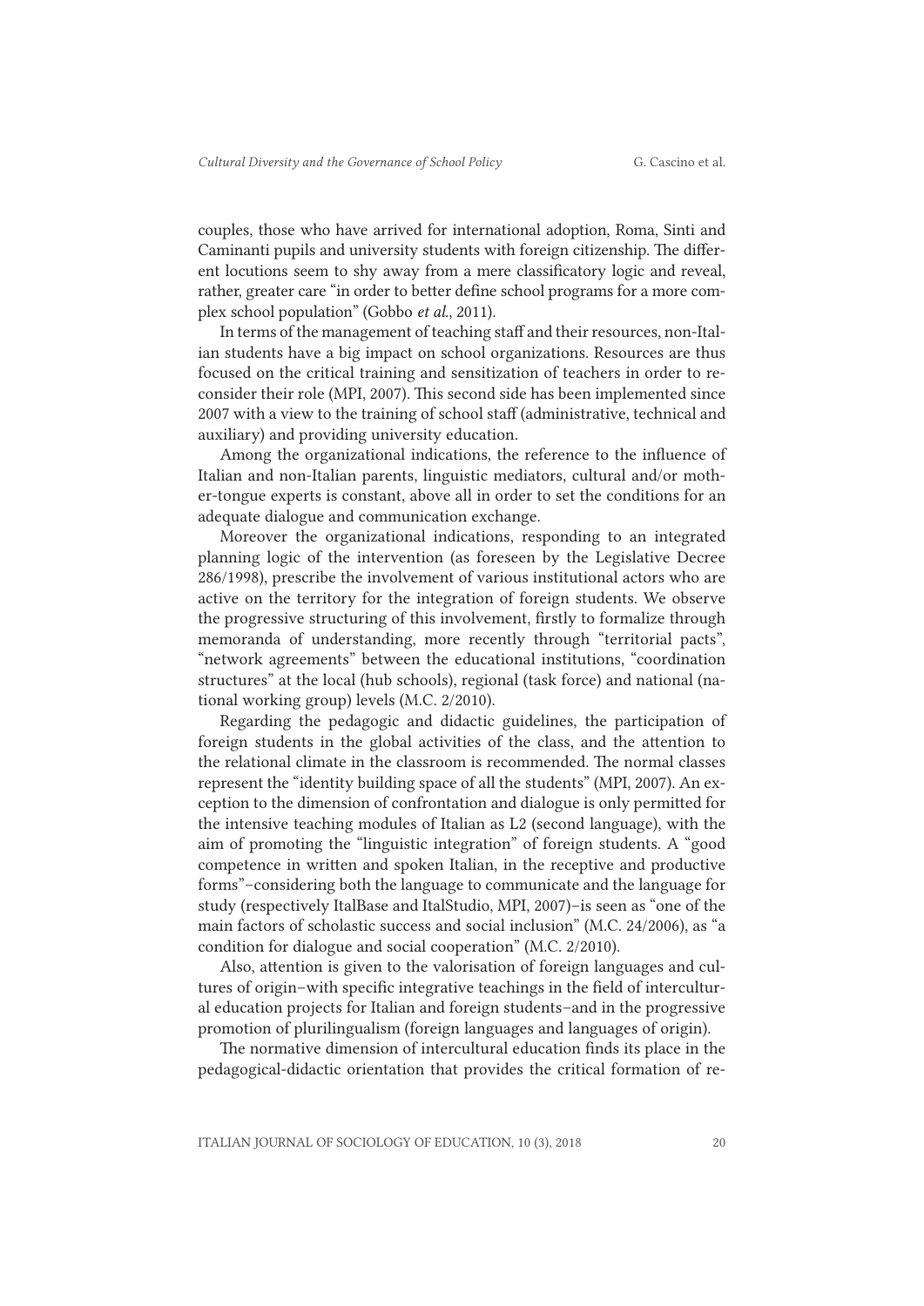couples, those who have arrived for international adoption, Roma, Sinti and Caminanti pupils and university students with foreign citizenship. The different locutions seem to shy away from a mere classificatory logic and reveal, rather, greater care "in order to better define school programs for a more complex school population" (Gobbo *et al.*, 2011).

In terms of the management of teaching staff and their resources, non-Italian students have a big impact on school organizations. Resources are thus focused on the critical training and sensitization of teachers in order to reconsider their role (MPI, 2007). This second side has been implemented since 2007 with a view to the training of school staff (administrative, technical and auxiliary) and providing university education.

Among the organizational indications, the reference to the influence of Italian and non-Italian parents, linguistic mediators, cultural and/or mother-tongue experts is constant, above all in order to set the conditions for an adequate dialogue and communication exchange.

Moreover the organizational indications, responding to an integrated planning logic of the intervention (as foreseen by the Legislative Decree 286/1998), prescribe the involvement of various institutional actors who are active on the territory for the integration of foreign students. We observe the progressive structuring of this involvement, firstly to formalize through memoranda of understanding, more recently through "territorial pacts", "network agreements" between the educational institutions, "coordination structures" at the local (hub schools), regional (task force) and national (national working group) levels (M.C. 2/2010).

Regarding the pedagogic and didactic guidelines, the participation of foreign students in the global activities of the class, and the attention to the relational climate in the classroom is recommended. The normal classes represent the "identity building space of all the students" (MPI, 2007). An exception to the dimension of confrontation and dialogue is only permitted for the intensive teaching modules of Italian as L2 (second language), with the aim of promoting the "linguistic integration" of foreign students. A "good competence in written and spoken Italian, in the receptive and productive forms"–considering both the language to communicate and the language for study (respectively ItalBase and ItalStudio, MPI, 2007)–is seen as "one of the main factors of scholastic success and social inclusion" (M.C. 24/2006), as "a condition for dialogue and social cooperation" (M.C. 2/2010).

Also, attention is given to the valorisation of foreign languages and cultures of origin–with specific integrative teachings in the field of intercultural education projects for Italian and foreign students–and in the progressive promotion of plurilingualism (foreign languages and languages of origin).

The normative dimension of intercultural education finds its place in the pedagogical-didactic orientation that provides the critical formation of re-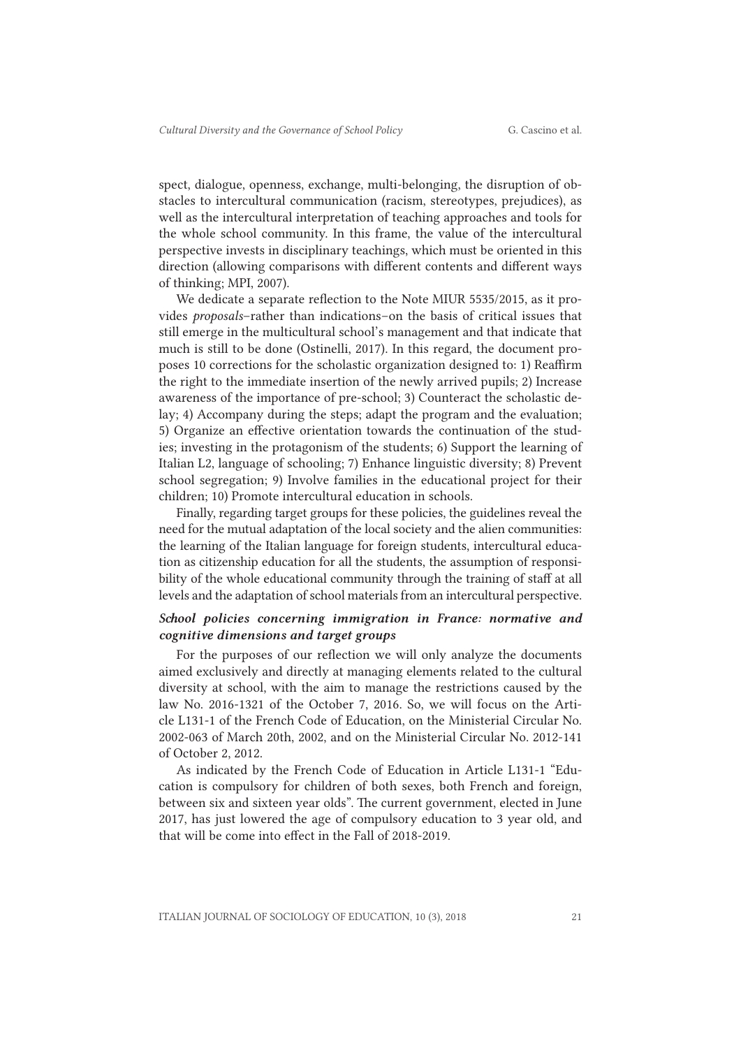spect, dialogue, openness, exchange, multi-belonging, the disruption of obstacles to intercultural communication (racism, stereotypes, prejudices), as well as the intercultural interpretation of teaching approaches and tools for the whole school community. In this frame, the value of the intercultural perspective invests in disciplinary teachings, which must be oriented in this direction (allowing comparisons with different contents and different ways of thinking; MPI, 2007).

We dedicate a separate reflection to the Note MIUR 5535/2015, as it provides *proposals*–rather than indications–on the basis of critical issues that still emerge in the multicultural school's management and that indicate that much is still to be done (Ostinelli, 2017). In this regard, the document proposes 10 corrections for the scholastic organization designed to: 1) Reaffirm the right to the immediate insertion of the newly arrived pupils; 2) Increase awareness of the importance of pre-school; 3) Counteract the scholastic delay; 4) Accompany during the steps; adapt the program and the evaluation; 5) Organize an effective orientation towards the continuation of the studies; investing in the protagonism of the students; 6) Support the learning of Italian L2, language of schooling; 7) Enhance linguistic diversity; 8) Prevent school segregation; 9) Involve families in the educational project for their children; 10) Promote intercultural education in schools.

Finally, regarding target groups for these policies, the guidelines reveal the need for the mutual adaptation of the local society and the alien communities: the learning of the Italian language for foreign students, intercultural education as citizenship education for all the students, the assumption of responsibility of the whole educational community through the training of staff at all levels and the adaptation of school materials from an intercultural perspective.

### *School policies concerning immigration in France: normative and cognitive dimensions and target groups*

For the purposes of our reflection we will only analyze the documents aimed exclusively and directly at managing elements related to the cultural diversity at school, with the aim to manage the restrictions caused by the law No. 2016-1321 of the October 7, 2016. So, we will focus on the Article L131-1 of the French Code of Education, on the Ministerial Circular No. 2002-063 of March 20th, 2002, and on the Ministerial Circular No. 2012-141 of October 2, 2012.

As indicated by the French Code of Education in Article L131-1 "Education is compulsory for children of both sexes, both French and foreign, between six and sixteen year olds". The current government, elected in June 2017, has just lowered the age of compulsory education to 3 year old, and that will be come into effect in the Fall of 2018-2019.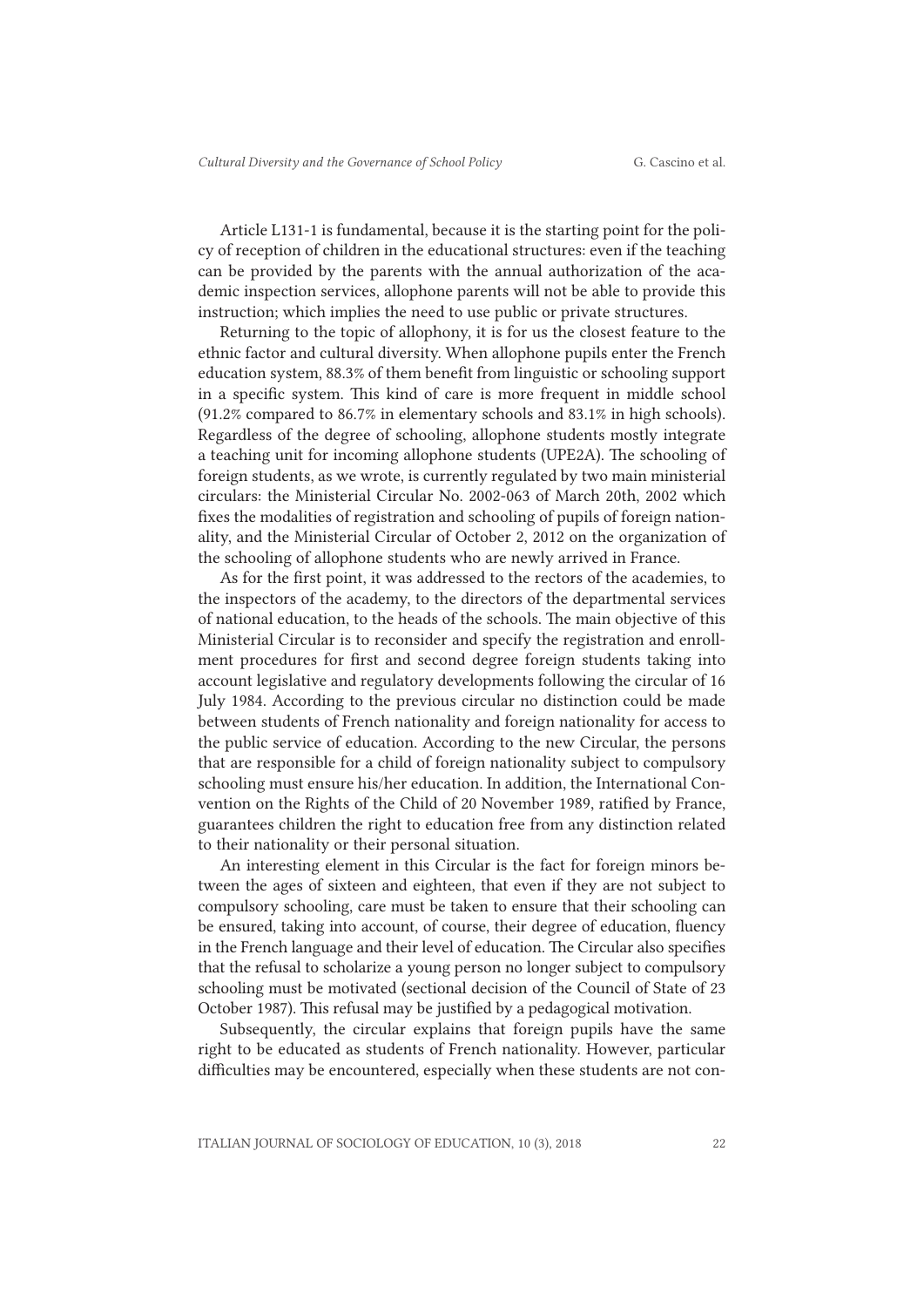Article L131-1 is fundamental, because it is the starting point for the policy of reception of children in the educational structures: even if the teaching can be provided by the parents with the annual authorization of the academic inspection services, allophone parents will not be able to provide this instruction; which implies the need to use public or private structures.

Returning to the topic of allophony, it is for us the closest feature to the ethnic factor and cultural diversity. When allophone pupils enter the French education system, 88.3% of them benefit from linguistic or schooling support in a specific system. This kind of care is more frequent in middle school (91.2% compared to 86.7% in elementary schools and 83.1% in high schools). Regardless of the degree of schooling, allophone students mostly integrate a teaching unit for incoming allophone students (UPE2A). The schooling of foreign students, as we wrote, is currently regulated by two main ministerial circulars: the Ministerial Circular No. 2002-063 of March 20th, 2002 which fixes the modalities of registration and schooling of pupils of foreign nationality, and the Ministerial Circular of October 2, 2012 on the organization of the schooling of allophone students who are newly arrived in France.

As for the first point, it was addressed to the rectors of the academies, to the inspectors of the academy, to the directors of the departmental services of national education, to the heads of the schools. The main objective of this Ministerial Circular is to reconsider and specify the registration and enrollment procedures for first and second degree foreign students taking into account legislative and regulatory developments following the circular of 16 July 1984. According to the previous circular no distinction could be made between students of French nationality and foreign nationality for access to the public service of education. According to the new Circular, the persons that are responsible for a child of foreign nationality subject to compulsory schooling must ensure his/her education. In addition, the International Convention on the Rights of the Child of 20 November 1989, ratified by France, guarantees children the right to education free from any distinction related to their nationality or their personal situation.

An interesting element in this Circular is the fact for foreign minors between the ages of sixteen and eighteen, that even if they are not subject to compulsory schooling, care must be taken to ensure that their schooling can be ensured, taking into account, of course, their degree of education, fluency in the French language and their level of education. The Circular also specifies that the refusal to scholarize a young person no longer subject to compulsory schooling must be motivated (sectional decision of the Council of State of 23 October 1987). This refusal may be justified by a pedagogical motivation.

Subsequently, the circular explains that foreign pupils have the same right to be educated as students of French nationality. However, particular difficulties may be encountered, especially when these students are not con-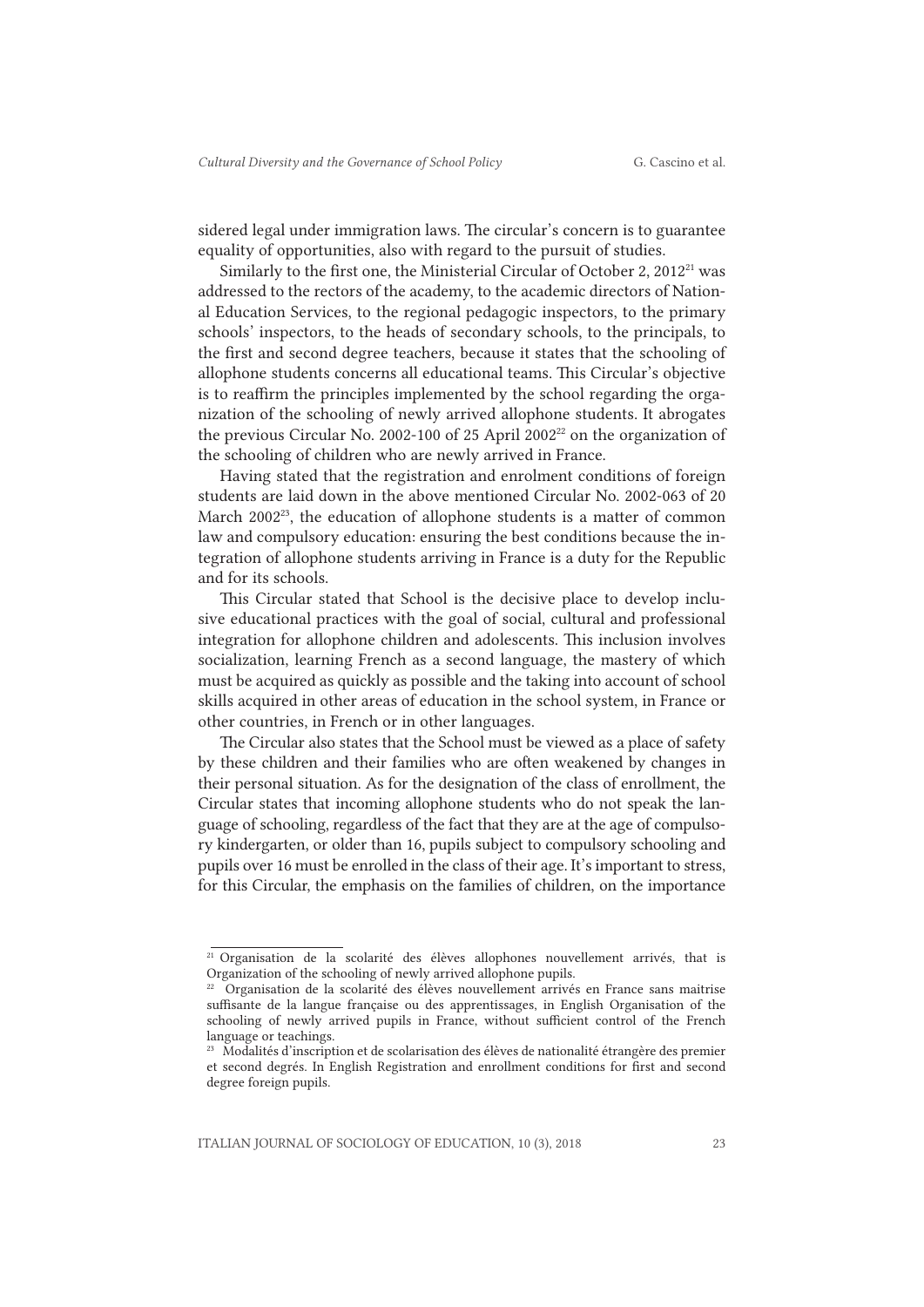sidered legal under immigration laws. The circular's concern is to guarantee equality of opportunities, also with regard to the pursuit of studies.

Similarly to the first one, the Ministerial Circular of October 2, 2012[21] was addressed to the rectors of the academy, to the academic directors of National Education Services, to the regional pedagogic inspectors, to the primary schools' inspectors, to the heads of secondary schools, to the principals, to the first and second degree teachers, because it states that the schooling of allophone students concerns all educational teams. This Circular's objective is to reaffirm the principles implemented by the school regarding the organization of the schooling of newly arrived allophone students. It abrogates the previous Circular No. 2002-100 of 25 April 2002[22] on the organization of the schooling of children who are newly arrived in France.

Having stated that the registration and enrolment conditions of foreign students are laid down in the above mentioned Circular No. 2002-063 of 20 March 2002[23], the education of allophone students is a matter of common law and compulsory education: ensuring the best conditions because the integration of allophone students arriving in France is a duty for the Republic and for its schools.

This Circular stated that School is the decisive place to develop inclusive educational practices with the goal of social, cultural and professional integration for allophone children and adolescents. This inclusion involves socialization, learning French as a second language, the mastery of which must be acquired as quickly as possible and the taking into account of school skills acquired in other areas of education in the school system, in France or other countries, in French or in other languages.

The Circular also states that the School must be viewed as a place of safety by these children and their families who are often weakened by changes in their personal situation. As for the designation of the class of enrollment, the Circular states that incoming allophone students who do not speak the language of schooling, regardless of the fact that they are at the age of compulsory kindergarten, or older than 16, pupils subject to compulsory schooling and pupils over 16 must be enrolled in the class of their age. It's important to stress, for this Circular, the emphasis on the families of children, on the importance

---

[21] Organisation de la scolarité des élèves allophones nouvellement arrivés, that is Organization of the schooling of newly arrived allophone pupils.

[22] Organisation de la scolarité des élèves nouvellement arrivés en France sans maitrise suffisante de la langue française ou des apprentissages, in English Organisation of the schooling of newly arrived pupils in France, without sufficient control of the French language or teachings.

[23] Modalités d'inscription et de scolarisation des élèves de nationalité étrangère des premier et second degrés. In English Registration and enrollment conditions for first and second degree foreign pupils.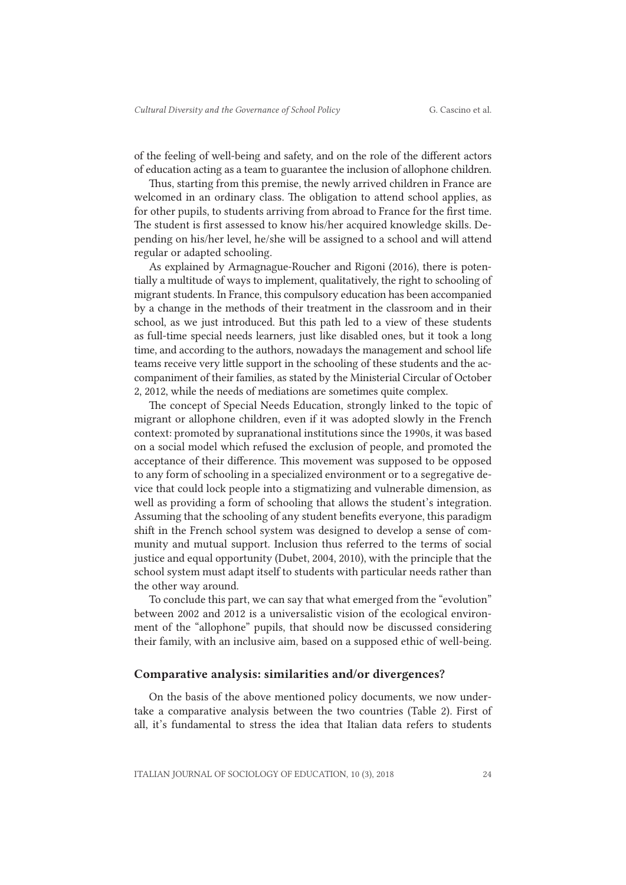of the feeling of well-being and safety, and on the role of the different actors of education acting as a team to guarantee the inclusion of allophone children.

Thus, starting from this premise, the newly arrived children in France are welcomed in an ordinary class. The obligation to attend school applies, as for other pupils, to students arriving from abroad to France for the first time. The student is first assessed to know his/her acquired knowledge skills. Depending on his/her level, he/she will be assigned to a school and will attend regular or adapted schooling.

As explained by Armagnague-Roucher and Rigoni (2016), there is potentially a multitude of ways to implement, qualitatively, the right to schooling of migrant students. In France, this compulsory education has been accompanied by a change in the methods of their treatment in the classroom and in their school, as we just introduced. But this path led to a view of these students as full-time special needs learners, just like disabled ones, but it took a long time, and according to the authors, nowadays the management and school life teams receive very little support in the schooling of these students and the accompaniment of their families, as stated by the Ministerial Circular of October 2, 2012, while the needs of mediations are sometimes quite complex.

The concept of Special Needs Education, strongly linked to the topic of migrant or allophone children, even if it was adopted slowly in the French context: promoted by supranational institutions since the 1990s, it was based on a social model which refused the exclusion of people, and promoted the acceptance of their difference. This movement was supposed to be opposed to any form of schooling in a specialized environment or to a segregative device that could lock people into a stigmatizing and vulnerable dimension, as well as providing a form of schooling that allows the student's integration. Assuming that the schooling of any student benefits everyone, this paradigm shift in the French school system was designed to develop a sense of community and mutual support. Inclusion thus referred to the terms of social justice and equal opportunity (Dubet, 2004, 2010), with the principle that the school system must adapt itself to students with particular needs rather than the other way around.

To conclude this part, we can say that what emerged from the "evolution" between 2002 and 2012 is a universalistic vision of the ecological environment of the "allophone" pupils, that should now be discussed considering their family, with an inclusive aim, based on a supposed ethic of well-being.

## Comparative analysis: similarities and/or divergences?

On the basis of the above mentioned policy documents, we now undertake a comparative analysis between the two countries (Table 2). First of all, it's fundamental to stress the idea that Italian data refers to students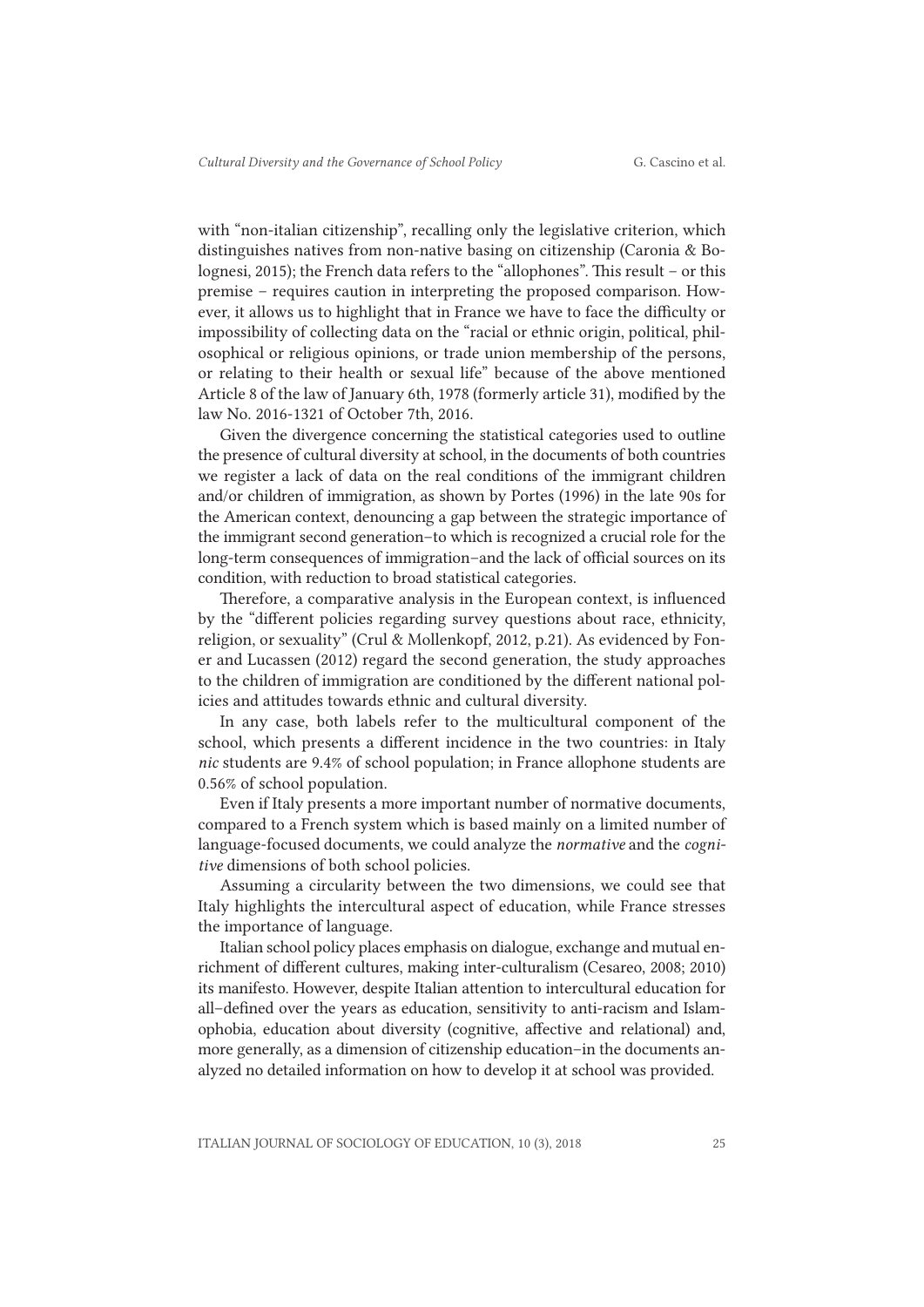with "non-italian citizenship", recalling only the legislative criterion, which distinguishes natives from non-native basing on citizenship (Caronia & Bolognesi, 2015); the French data refers to the "allophones". This result – or this premise – requires caution in interpreting the proposed comparison. However, it allows us to highlight that in France we have to face the difficulty or impossibility of collecting data on the "racial or ethnic origin, political, philosophical or religious opinions, or trade union membership of the persons, or relating to their health or sexual life" because of the above mentioned Article 8 of the law of January 6th, 1978 (formerly article 31), modified by the law No. 2016-1321 of October 7th, 2016.

Given the divergence concerning the statistical categories used to outline the presence of cultural diversity at school, in the documents of both countries we register a lack of data on the real conditions of the immigrant children and/or children of immigration, as shown by Portes (1996) in the late 90s for the American context, denouncing a gap between the strategic importance of the immigrant second generation–to which is recognized a crucial role for the long-term consequences of immigration–and the lack of official sources on its condition, with reduction to broad statistical categories.

Therefore, a comparative analysis in the European context, is influenced by the "different policies regarding survey questions about race, ethnicity, religion, or sexuality" (Crul & Mollenkopf, 2012, p.21). As evidenced by Foner and Lucassen (2012) regard the second generation, the study approaches to the children of immigration are conditioned by the different national policies and attitudes towards ethnic and cultural diversity.

In any case, both labels refer to the multicultural component of the school, which presents a different incidence in the two countries: in Italy *nic* students are 9.4% of school population; in France allophone students are 0.56% of school population.

Even if Italy presents a more important number of normative documents, compared to a French system which is based mainly on a limited number of language-focused documents, we could analyze the *normative* and the *cognitive* dimensions of both school policies.

Assuming a circularity between the two dimensions, we could see that Italy highlights the intercultural aspect of education, while France stresses the importance of language.

Italian school policy places emphasis on dialogue, exchange and mutual enrichment of different cultures, making inter-culturalism (Cesareo, 2008; 2010) its manifesto. However, despite Italian attention to intercultural education for all–defined over the years as education, sensitivity to anti-racism and Islamophobia, education about diversity (cognitive, affective and relational) and, more generally, as a dimension of citizenship education–in the documents analyzed no detailed information on how to develop it at school was provided.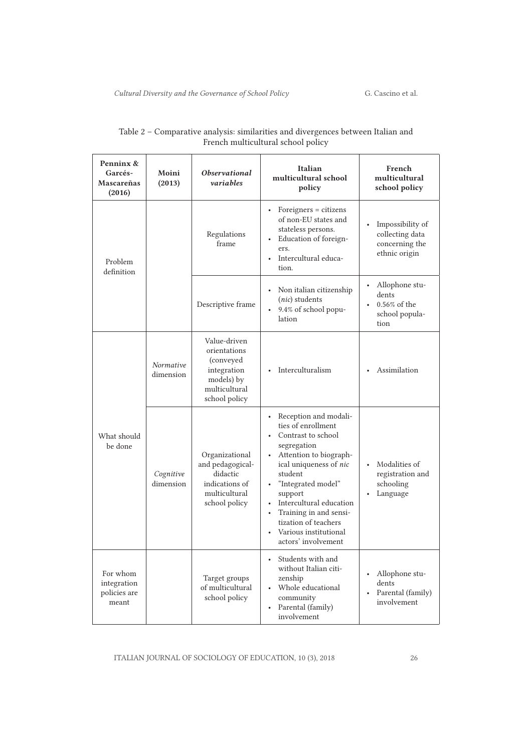Table 2 – Comparative analysis: similarities and divergences between Italian and French multicultural school policy

| **Penninx & Garcés-Mascareñas (2016)** | **Moini (2013)** | ***Observational variables*** | **Italian multicultural school policy** | **French multicultural school policy** |
|---|---|---|---|---|
| Problem definition | | Regulations frame | • Foreigners = citizens of non-EU states and stateless persons.<br>• Education of foreigners.<br>• Intercultural education. | • Impossibility of collecting data concerning the ethnic origin |
| | | Descriptive frame | • Non italian citizenship (*nic*) students<br>• 9.4% of school population | • Allophone students<br>• 0.56% of the school population |
| What should be done | *Normative* dimension | Value-driven orientations (conveyed integration models) by multicultural school policy | • Interculturalism | • Assimilation |
| | *Cognitive* dimension | Organizational and pedagogical-didactic indications of multicultural school policy | • Reception and modalities of enrollment<br>• Contrast to school segregation<br>• Attention to biographical uniqueness of *nic* student<br>• "Integrated model" support<br>• Intercultural education<br>• Training in and sensitization of teachers<br>• Various institutional actors' involvement | • Modalities of registration and schooling<br>• Language |
| For whom integration policies are meant | | Target groups of multicultural school policy | • Students with and without Italian citizenship<br>• Whole educational community<br>• Parental (family) involvement | • Allophone students<br>• Parental (family) involvement |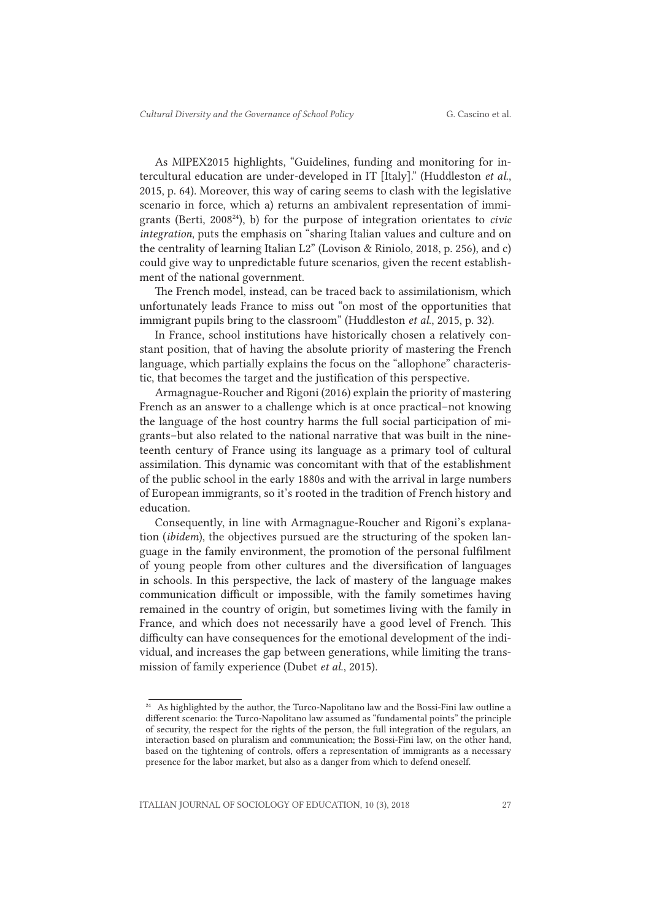As MIPEX2015 highlights, "Guidelines, funding and monitoring for intercultural education are under-developed in IT [Italy]." (Huddleston *et al.*, 2015, p. 64). Moreover, this way of caring seems to clash with the legislative scenario in force, which a) returns an ambivalent representation of immigrants (Berti, 2008[24]), b) for the purpose of integration orientates to *civic integration*, puts the emphasis on "sharing Italian values and culture and on the centrality of learning Italian L2" (Lovison & Riniolo, 2018, p. 256), and c) could give way to unpredictable future scenarios, given the recent establishment of the national government.

The French model, instead, can be traced back to assimilationism, which unfortunately leads France to miss out "on most of the opportunities that immigrant pupils bring to the classroom" (Huddleston *et al.*, 2015, p. 32).

In France, school institutions have historically chosen a relatively constant position, that of having the absolute priority of mastering the French language, which partially explains the focus on the "allophone" characteristic, that becomes the target and the justification of this perspective.

Armagnague-Roucher and Rigoni (2016) explain the priority of mastering French as an answer to a challenge which is at once practical–not knowing the language of the host country harms the full social participation of migrants–but also related to the national narrative that was built in the nineteenth century of France using its language as a primary tool of cultural assimilation. This dynamic was concomitant with that of the establishment of the public school in the early 1880s and with the arrival in large numbers of European immigrants, so it's rooted in the tradition of French history and education.

Consequently, in line with Armagnague-Roucher and Rigoni's explanation (*ibidem*), the objectives pursued are the structuring of the spoken language in the family environment, the promotion of the personal fulfilment of young people from other cultures and the diversification of languages in schools. In this perspective, the lack of mastery of the language makes communication difficult or impossible, with the family sometimes having remained in the country of origin, but sometimes living with the family in France, and which does not necessarily have a good level of French. This difficulty can have consequences for the emotional development of the individual, and increases the gap between generations, while limiting the transmission of family experience (Dubet *et al.*, 2015).

---

[24] As highlighted by the author, the Turco-Napolitano law and the Bossi-Fini law outline a different scenario: the Turco-Napolitano law assumed as "fundamental points" the principle of security, the respect for the rights of the person, the full integration of the regulars, an interaction based on pluralism and communication; the Bossi-Fini law, on the other hand, based on the tightening of controls, offers a representation of immigrants as a necessary presence for the labor market, but also as a danger from which to defend oneself.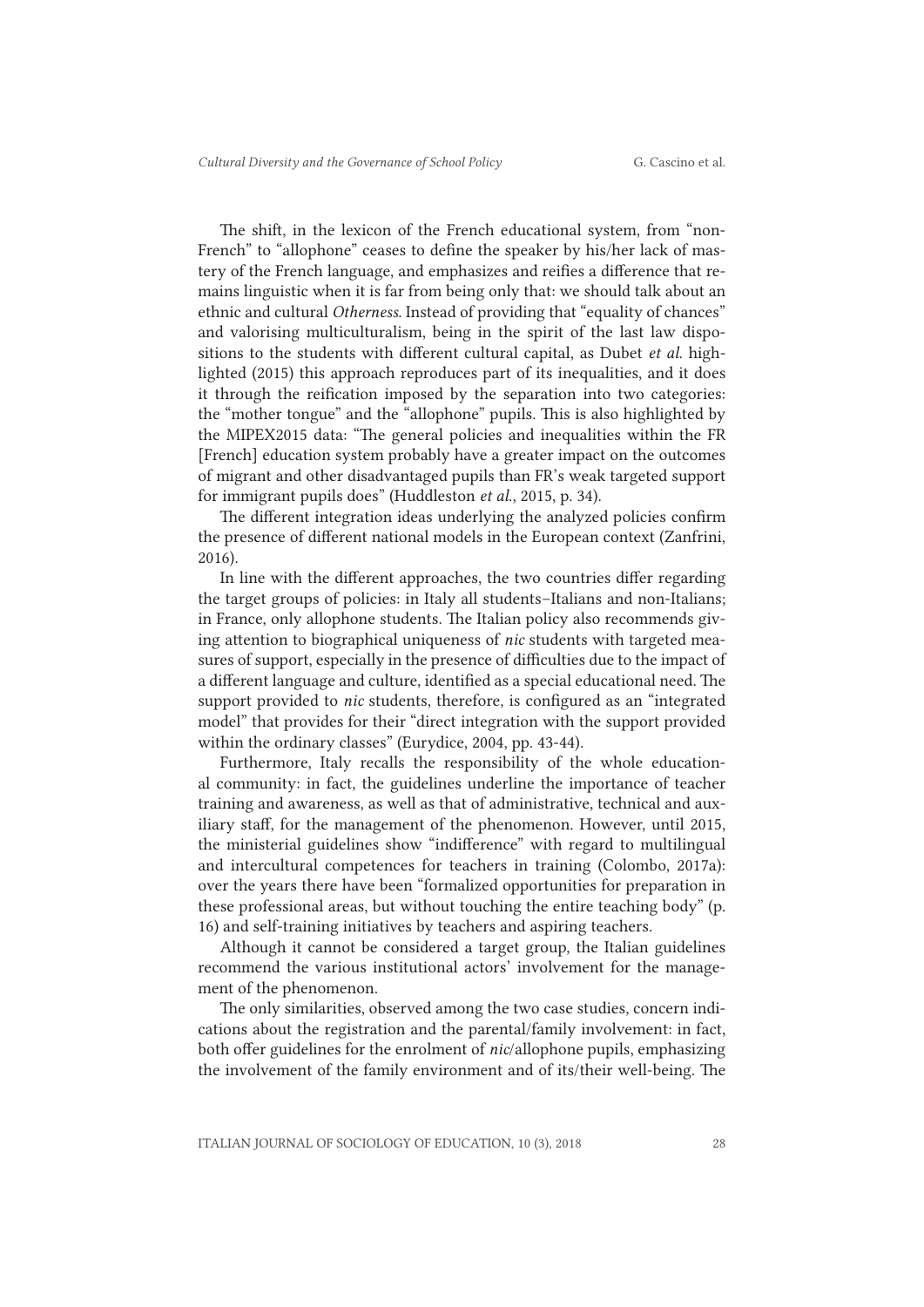The shift, in the lexicon of the French educational system, from "non-French" to "allophone" ceases to define the speaker by his/her lack of mastery of the French language, and emphasizes and reifies a difference that remains linguistic when it is far from being only that: we should talk about an ethnic and cultural *Otherness*. Instead of providing that "equality of chances" and valorising multiculturalism, being in the spirit of the last law dispositions to the students with different cultural capital, as Dubet *et al.* highlighted (2015) this approach reproduces part of its inequalities, and it does it through the reification imposed by the separation into two categories: the "mother tongue" and the "allophone" pupils. This is also highlighted by the MIPEX2015 data: "The general policies and inequalities within the FR [French] education system probably have a greater impact on the outcomes of migrant and other disadvantaged pupils than FR's weak targeted support for immigrant pupils does" (Huddleston *et al.*, 2015, p. 34).

The different integration ideas underlying the analyzed policies confirm the presence of different national models in the European context (Zanfrini, 2016).

In line with the different approaches, the two countries differ regarding the target groups of policies: in Italy all students–Italians and non-Italians; in France, only allophone students. The Italian policy also recommends giving attention to biographical uniqueness of *nic* students with targeted measures of support, especially in the presence of difficulties due to the impact of a different language and culture, identified as a special educational need. The support provided to *nic* students, therefore, is configured as an "integrated model" that provides for their "direct integration with the support provided within the ordinary classes" (Eurydice, 2004, pp. 43-44).

Furthermore, Italy recalls the responsibility of the whole educational community: in fact, the guidelines underline the importance of teacher training and awareness, as well as that of administrative, technical and auxiliary staff, for the management of the phenomenon. However, until 2015, the ministerial guidelines show "indifference" with regard to multilingual and intercultural competences for teachers in training (Colombo, 2017a): over the years there have been "formalized opportunities for preparation in these professional areas, but without touching the entire teaching body" (p. 16) and self-training initiatives by teachers and aspiring teachers.

Although it cannot be considered a target group, the Italian guidelines recommend the various institutional actors' involvement for the management of the phenomenon.

The only similarities, observed among the two case studies, concern indications about the registration and the parental/family involvement: in fact, both offer guidelines for the enrolment of *nic*/allophone pupils, emphasizing the involvement of the family environment and of its/their well-being. The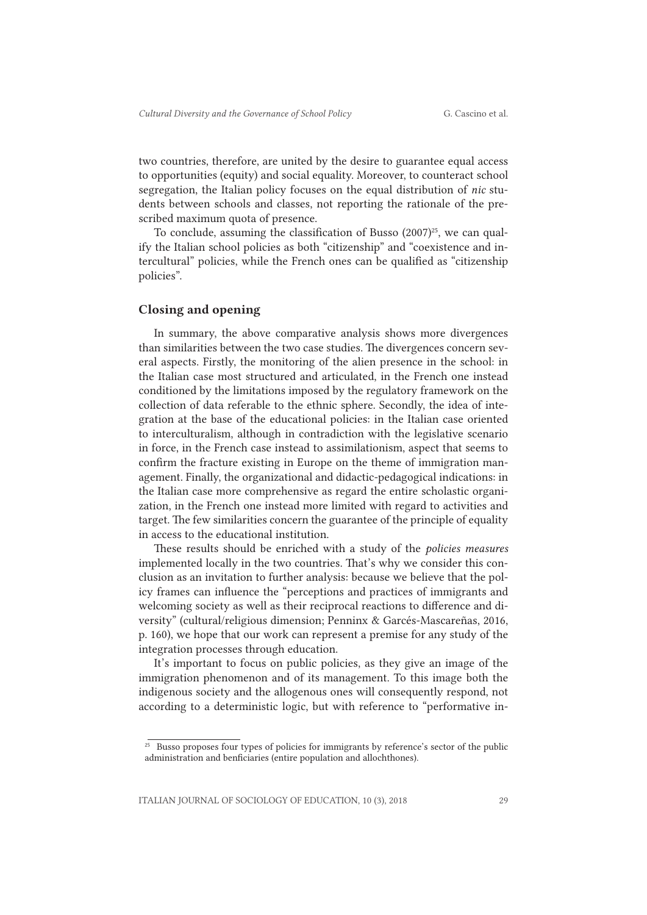two countries, therefore, are united by the desire to guarantee equal access to opportunities (equity) and social equality. Moreover, to counteract school segregation, the Italian policy focuses on the equal distribution of *nic* students between schools and classes, not reporting the rationale of the prescribed maximum quota of presence.

To conclude, assuming the classification of Busso (2007)[25], we can qualify the Italian school policies as both "citizenship" and "coexistence and intercultural" policies, while the French ones can be qualified as "citizenship policies".

## Closing and opening

In summary, the above comparative analysis shows more divergences than similarities between the two case studies. The divergences concern several aspects. Firstly, the monitoring of the alien presence in the school: in the Italian case most structured and articulated, in the French one instead conditioned by the limitations imposed by the regulatory framework on the collection of data referable to the ethnic sphere. Secondly, the idea of integration at the base of the educational policies: in the Italian case oriented to interculturalism, although in contradiction with the legislative scenario in force, in the French case instead to assimilationism, aspect that seems to confirm the fracture existing in Europe on the theme of immigration management. Finally, the organizational and didactic-pedagogical indications: in the Italian case more comprehensive as regard the entire scholastic organization, in the French one instead more limited with regard to activities and target. The few similarities concern the guarantee of the principle of equality in access to the educational institution.

These results should be enriched with a study of the *policies measures* implemented locally in the two countries. That's why we consider this conclusion as an invitation to further analysis: because we believe that the policy frames can influence the "perceptions and practices of immigrants and welcoming society as well as their reciprocal reactions to difference and diversity" (cultural/religious dimension; Penninx & Garcés-Mascareñas, 2016, p. 160), we hope that our work can represent a premise for any study of the integration processes through education.

It's important to focus on public policies, as they give an image of the immigration phenomenon and of its management. To this image both the indigenous society and the allogenous ones will consequently respond, not according to a deterministic logic, but with reference to "performative in-

[25] Busso proposes four types of policies for immigrants by reference's sector of the public administration and benficiaries (entire population and allochthones).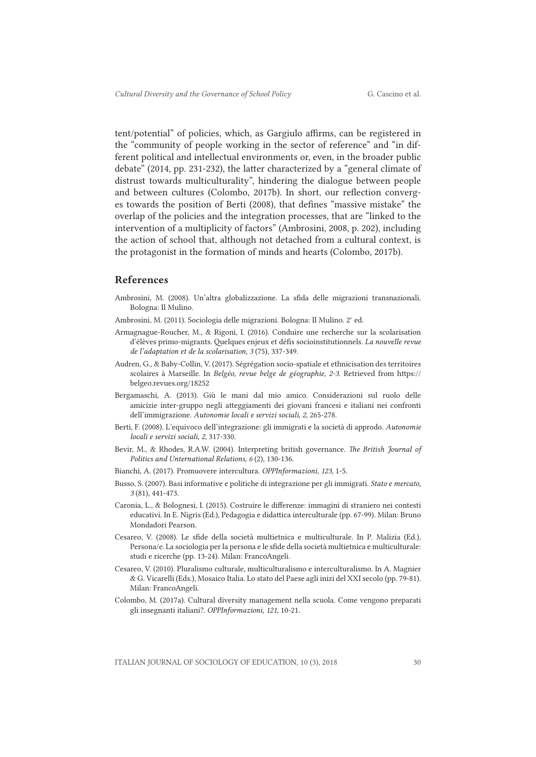tent/potential" of policies, which, as Gargiulo affirms, can be registered in the "community of people working in the sector of reference" and "in different political and intellectual environments or, even, in the broader public debate" (2014, pp. 231-232), the latter characterized by a "general climate of distrust towards multiculturality", hindering the dialogue between people and between cultures (Colombo, 2017b). In short, our reflection converges towards the position of Berti (2008), that defines "massive mistake" the overlap of the policies and the integration processes, that are "linked to the intervention of a multiplicity of factors" (Ambrosini, 2008, p. 202), including the action of school that, although not detached from a cultural context, is the protagonist in the formation of minds and hearts (Colombo, 2017b).

## References

Ambrosini, M. (2008). Un'altra globalizzazione. La sfida delle migrazioni transnazionali. Bologna: Il Mulino.

Ambrosini, M. (2011). Sociologia delle migrazioni. Bologna: Il Mulino. 2° ed.

Armagnague-Roucher, M., & Rigoni, I. (2016). Conduire une recherche sur la scolarisation d'élèves primo-migrants. Quelques enjeux et défis socioinstitutionnels. *La nouvelle revue de l'adaptation et de la scolarisation, 3* (75), 337-349.

Audren, G., & Baby-Collin, V. (2017). Ségrégation socio-spatiale et ethnicisation des territoires scolaires à Marseille. In *Belgéo, revue belge de géographie, 2-3.* Retrieved from https://belgeo.revues.org/18252

Bergamaschi, A. (2013). Giù le mani dal mio amico. Considerazioni sul ruolo delle amicizie inter-gruppo negli atteggiamenti dei giovani francesi e italiani nei confronti dell'immigrazione. *Autonomie locali e servizi sociali, 2,* 265-278.

Berti, F. (2008). L'equivoco dell'integrazione: gli immigrati e la società di approdo. *Autonomie locali e servizi sociali, 2,* 317-330.

Bevir, M., & Rhodes, R.A.W. (2004). Interpreting british governance. *The British Journal of Politics and Unternational Relations, 6* (2), 130-136.

Bianchi, A. (2017). Promuovere intercultura. *OPPInformazioni, 123,* 1-5.

Busso, S. (2007). Basi informative e politiche di integrazione per gli immigrati. *Stato e mercato, 3* (81), 441-473.

Caronia, L., & Bolognesi, I. (2015). Costruire le differenze: immagini di straniero nei contesti educativi. In E. Nigris (Ed.), Pedagogia e didattica interculturale (pp. 67-99). Milan: Bruno Mondadori Pearson.

Cesareo, V. (2008). Le sfide della società multietnica e multiculturale. In P. Malizia (Ed.), Persona/e. La sociologia per la persona e le sfide della società multietnica e multiculturale: studi e ricerche (pp. 13-24). Milan: FrancoAngeli.

Cesareo, V. (2010). Pluralismo culturale, multiculturalismo e interculturalismo. In A. Magnier & G. Vicarelli (Eds.), Mosaico Italia. Lo stato del Paese agli inizi del XXI secolo (pp. 79-81). Milan: FrancoAngeli.

Colombo, M. (2017a). Cultural diversity management nella scuola. Come vengono preparati gli insegnanti italiani?. *OPPInformazioni, 121,* 10-21.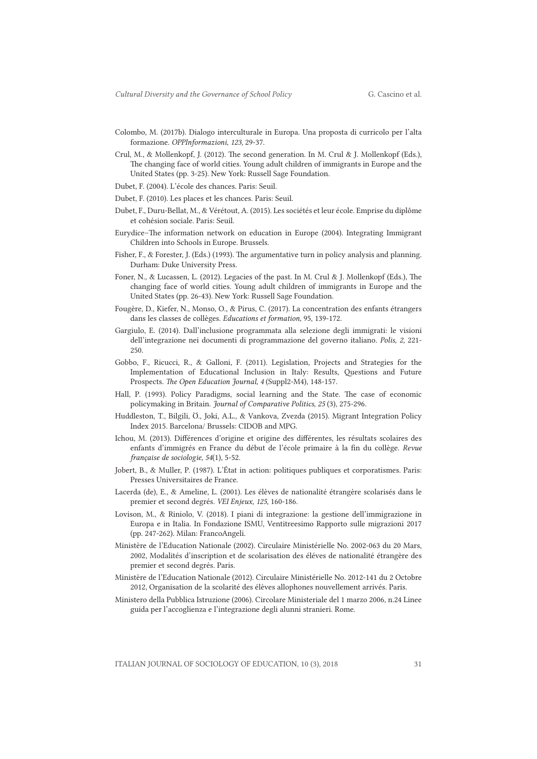Colombo, M. (2017b). Dialogo interculturale in Europa. Una proposta di curricolo per l'alta formazione. *OPPInformazioni, 123,* 29-37.

Crul, M., & Mollenkopf, J. (2012). The second generation. In M. Crul & J. Mollenkopf (Eds.), The changing face of world cities. Young adult children of immigrants in Europe and the United States (pp. 3-25). New York: Russell Sage Foundation.

Dubet, F. (2004). L'école des chances. Paris: Seuil.

Dubet, F. (2010). Les places et les chances. Paris: Seuil.

Dubet, F., Duru-Bellat, M., & Vérétout, A. (2015). Les sociétés et leur école. Emprise du diplôme et cohésion sociale. Paris: Seuil.

Eurydice–The information network on education in Europe (2004). Integrating Immigrant Children into Schools in Europe. Brussels.

Fisher, F., & Forester, J. (Eds.) (1993). The argumentative turn in policy analysis and planning. Durham: Duke University Press.

Foner, N., & Lucassen, L. (2012). Legacies of the past. In M. Crul & J. Mollenkopf (Eds.), The changing face of world cities. Young adult children of immigrants in Europe and the United States (pp. 26-43). New York: Russell Sage Foundation.

Fougère, D., Kiefer, N., Monso, O., & Pirus, C. (2017). La concentration des enfants étrangers dans les classes de collèges. *Educations et formation*, 95, 139-172.

Gargiulo, E. (2014). Dall'inclusione programmata alla selezione degli immigrati: le visioni dell'integrazione nei documenti di programmazione del governo italiano. *Polis, 2,* 221-250.

Gobbo, F., Ricucci, R., & Galloni, F. (2011). Legislation, Projects and Strategies for the Implementation of Educational Inclusion in Italy: Results, Questions and Future Prospects. *The Open Education Journal*, *4* (Suppl2-M4), 148-157.

Hall, P. (1993). Policy Paradigms, social learning and the State. The case of economic policymaking in Britain. *Journal of Comparative Politics, 25* (3), 275-296.

Huddleston, T., Bilgili, Ö., Joki, A.L., & Vankova, Zvezda (2015). Migrant Integration Policy Index 2015. Barcelona/ Brussels: CIDOB and MPG.

Ichou, M. (2013). Différences d'origine et origine des différentes, les résultats scolaires des enfants d'immigrés en France du début de l'école primaire à la fin du collège. *Revue française de sociologie*, *54*(1), 5-52.

Jobert, B., & Muller, P. (1987). L'État in action: politiques publiques et corporatismes. Paris: Presses Universitaires de France.

Lacerda (de), E., & Ameline, L. (2001). Les élèves de nationalité étrangère scolarisés dans le premier et second degrés. *VEI Enjeux, 125*, 160-186.

Lovison, M., & Riniolo, V. (2018). I piani di integrazione: la gestione dell'immigrazione in Europa e in Italia. In Fondazione ISMU, Ventitreesimo Rapporto sulle migrazioni 2017 (pp. 247-262). Milan: FrancoAngeli.

Ministère de l'Education Nationale (2002). Circulaire Ministérielle No. 2002-063 du 20 Mars, 2002, Modalités d'inscription et de scolarisation des éléves de nationalité étrangère des premier et second degrés. Paris.

Ministère de l'Education Nationale (2012). Circulaire Ministérielle No. 2012-141 du 2 Octobre 2012, Organisation de la scolarité des élèves allophones nouvellement arrivés. Paris.

Ministero della Pubblica Istruzione (2006). Circolare Ministeriale del 1 marzo 2006, n.24 Linee guida per l'accoglienza e l'integrazione degli alunni stranieri. Rome.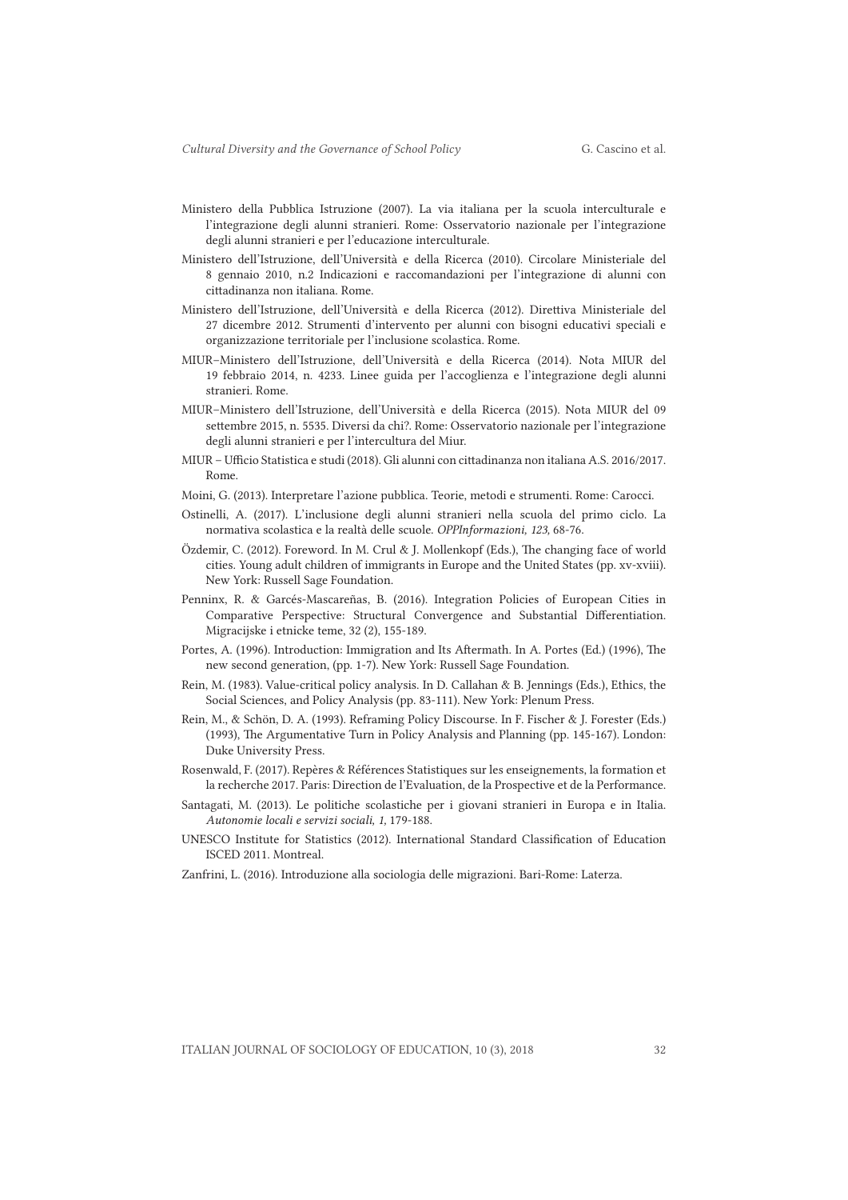Ministero della Pubblica Istruzione (2007). La via italiana per la scuola interculturale e l'integrazione degli alunni stranieri. Rome: Osservatorio nazionale per l'integrazione degli alunni stranieri e per l'educazione interculturale.

Ministero dell'Istruzione, dell'Università e della Ricerca (2010). Circolare Ministeriale del 8 gennaio 2010, n.2 Indicazioni e raccomandazioni per l'integrazione di alunni con cittadinanza non italiana. Rome.

Ministero dell'Istruzione, dell'Università e della Ricerca (2012). Direttiva Ministeriale del 27 dicembre 2012. Strumenti d'intervento per alunni con bisogni educativi speciali e organizzazione territoriale per l'inclusione scolastica. Rome.

MIUR–Ministero dell'Istruzione, dell'Università e della Ricerca (2014). Nota MIUR del 19 febbraio 2014, n. 4233. Linee guida per l'accoglienza e l'integrazione degli alunni stranieri. Rome.

MIUR–Ministero dell'Istruzione, dell'Università e della Ricerca (2015). Nota MIUR del 09 settembre 2015, n. 5535. Diversi da chi?. Rome: Osservatorio nazionale per l'integrazione degli alunni stranieri e per l'intercultura del Miur.

MIUR – Ufficio Statistica e studi (2018). Gli alunni con cittadinanza non italiana A.S. 2016/2017. Rome.

Moini, G. (2013). Interpretare l'azione pubblica. Teorie, metodi e strumenti. Rome: Carocci.

Ostinelli, A. (2017). L'inclusione degli alunni stranieri nella scuola del primo ciclo. La normativa scolastica e la realtà delle scuole. *OPPInformazioni, 123*, 68-76.

Özdemir, C. (2012). Foreword. In M. Crul & J. Mollenkopf (Eds.), The changing face of world cities. Young adult children of immigrants in Europe and the United States (pp. xv-xviii). New York: Russell Sage Foundation.

Penninx, R. & Garcés-Mascareñas, B. (2016). Integration Policies of European Cities in Comparative Perspective: Structural Convergence and Substantial Differentiation. Migracijske i etnicke teme, 32 (2), 155-189.

Portes, A. (1996). Introduction: Immigration and Its Aftermath. In A. Portes (Ed.) (1996), The new second generation, (pp. 1-7). New York: Russell Sage Foundation.

Rein, M. (1983). Value-critical policy analysis. In D. Callahan & B. Jennings (Eds.), Ethics, the Social Sciences, and Policy Analysis (pp. 83-111). New York: Plenum Press.

Rein, M., & Schön, D. A. (1993). Reframing Policy Discourse. In F. Fischer & J. Forester (Eds.) (1993), The Argumentative Turn in Policy Analysis and Planning (pp. 145-167). London: Duke University Press.

Rosenwald, F. (2017). Repères & Références Statistiques sur les enseignements, la formation et la recherche 2017. Paris: Direction de l'Evaluation, de la Prospective et de la Performance.

Santagati, M. (2013). Le politiche scolastiche per i giovani stranieri in Europa e in Italia. *Autonomie locali e servizi sociali, 1*, 179-188.

UNESCO Institute for Statistics (2012). International Standard Classification of Education ISCED 2011. Montreal.

Zanfrini, L. (2016). Introduzione alla sociologia delle migrazioni. Bari-Rome: Laterza.